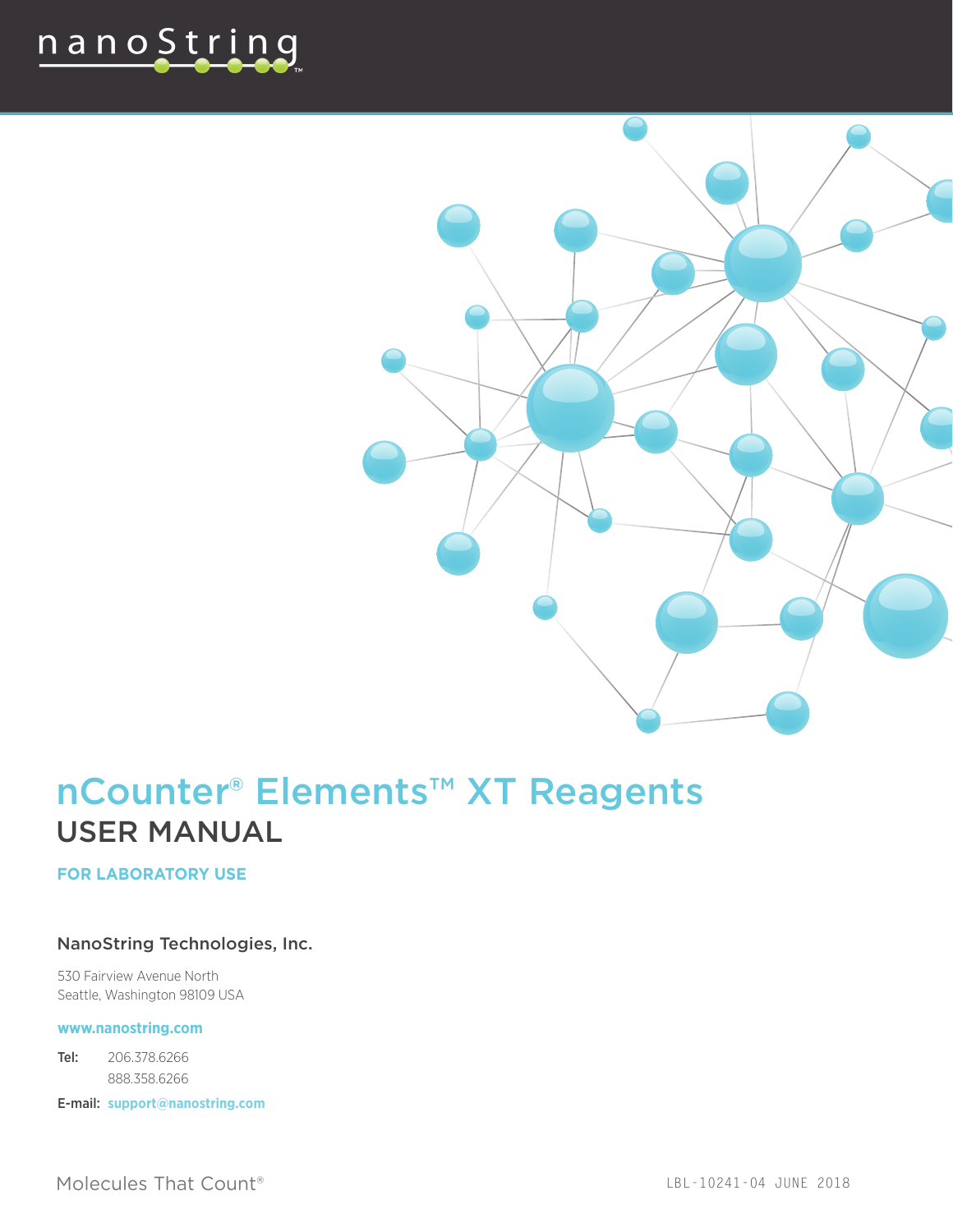nanoString

# nCounter® Elements™ XT Reagents

## USER MANUAL

**FOR LABORATORY USE**

NanoString Technologies, Inc.

530 Fairview Avenue North
Seattle, Washington 98109 USA

**www.nanostring.com**

Tel: 206.378.6266
888.358.6266

E-mail: **support@nanostring.com**

Molecules That Count®

LBL-10241-04 JUNE 2018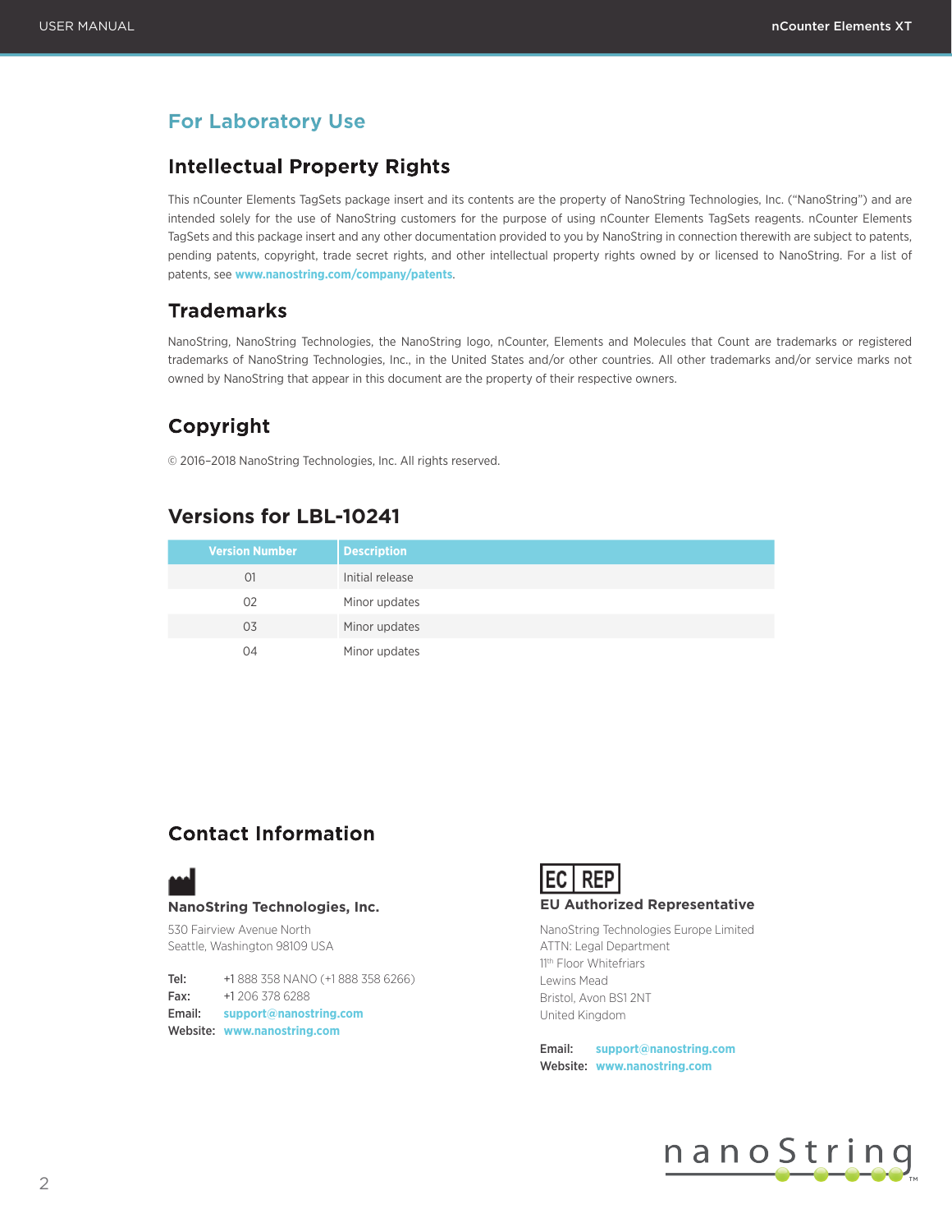## For Laboratory Use

### Intellectual Property Rights

This nCounter Elements TagSets package insert and its contents are the property of NanoString Technologies, Inc. ("NanoString") and are intended solely for the use of NanoString customers for the purpose of using nCounter Elements TagSets reagents. nCounter Elements TagSets and this package insert and any other documentation provided to you by NanoString in connection therewith are subject to patents, pending patents, copyright, trade secret rights, and other intellectual property rights owned by or licensed to NanoString. For a list of patents, see **www.nanostring.com/company/patents**.

### Trademarks

NanoString, NanoString Technologies, the NanoString logo, nCounter, Elements and Molecules that Count are trademarks or registered trademarks of NanoString Technologies, Inc., in the United States and/or other countries. All other trademarks and/or service marks not owned by NanoString that appear in this document are the property of their respective owners.

### Copyright

© 2016–2018 NanoString Technologies, Inc. All rights reserved.

### Versions for LBL-10241

| Version Number | Description |
|---|---|
| 01 | Initial release |
| 02 | Minor updates |
| 03 | Minor updates |
| 04 | Minor updates |

### Contact Information

**NanoString Technologies, Inc.**

530 Fairview Avenue North
Seattle, Washington 98109 USA

**Tel:** +1 888 358 NANO (+1 888 358 6266)
**Fax:** +1 206 378 6288
**Email:** **support@nanostring.com**
**Website:** **www.nanostring.com**

EC REP

**EU Authorized Representative**

NanoString Technologies Europe Limited
ATTN: Legal Department
11th Floor Whitefriars
Lewins Mead
Bristol, Avon BS1 2NT
United Kingdom

**Email:** **support@nanostring.com**
**Website:** **www.nanostring.com**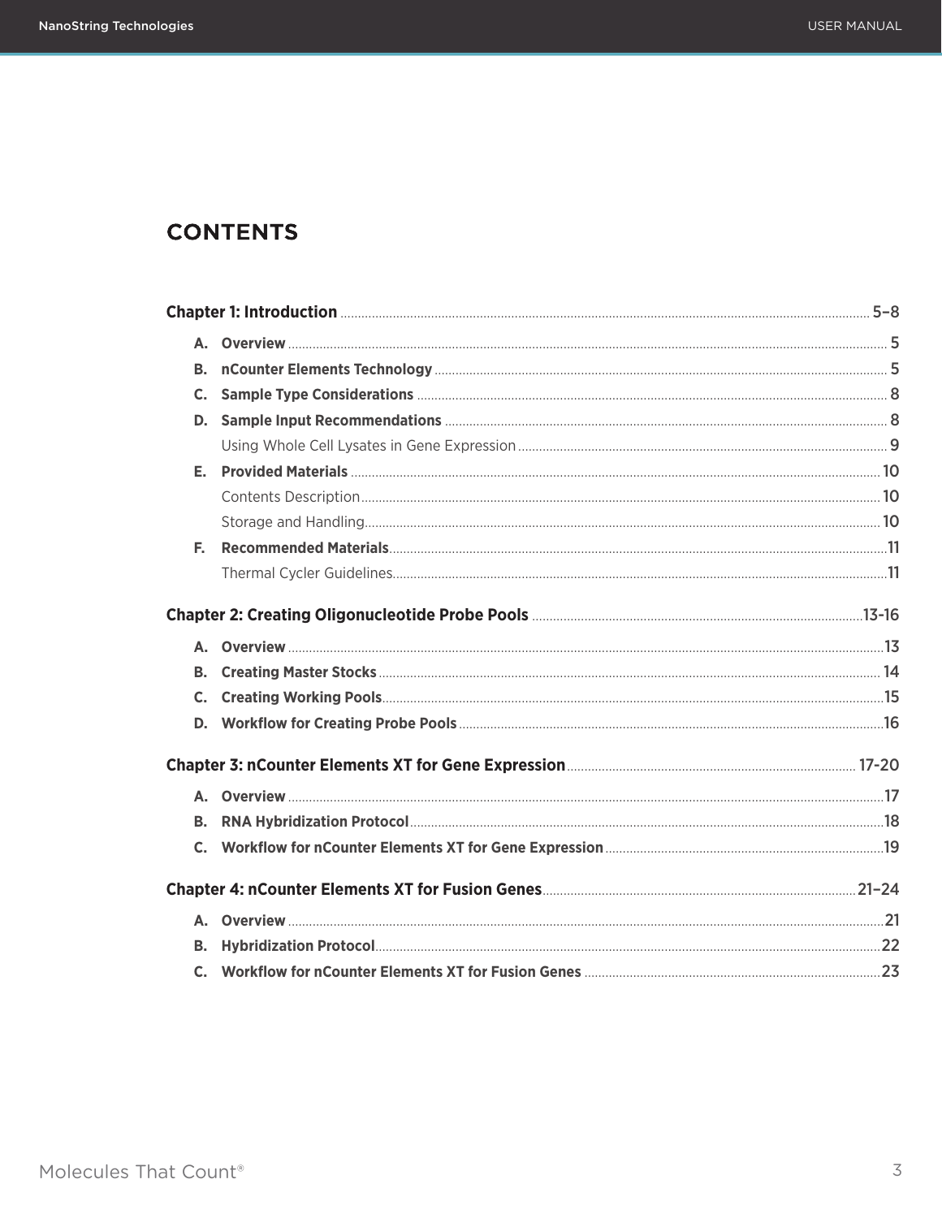# CONTENTS

**Chapter 1: Introduction** ........ 5–8

- **A. Overview** ........ 5
- **B. nCounter Elements Technology** ........ 5
- **C. Sample Type Considerations** ........ 8
- **D. Sample Input Recommendations** ........ 8
  - Using Whole Cell Lysates in Gene Expression ........ 9
- **E. Provided Materials** ........ 10
  - Contents Description ........ 10
  - Storage and Handling ........ 10
- **F. Recommended Materials** ........ 11
  - Thermal Cycler Guidelines ........ 11

**Chapter 2: Creating Oligonucleotide Probe Pools** ........ 13-16

- **A. Overview** ........ 13
- **B. Creating Master Stocks** ........ 14
- **C. Creating Working Pools** ........ 15
- **D. Workflow for Creating Probe Pools** ........ 16

**Chapter 3: nCounter Elements XT for Gene Expression** ........ 17-20

- **A. Overview** ........ 17
- **B. RNA Hybridization Protocol** ........ 18
- **C. Workflow for nCounter Elements XT for Gene Expression** ........ 19

**Chapter 4: nCounter Elements XT for Fusion Genes** ........ 21–24

- **A. Overview** ........ 21
- **B. Hybridization Protocol** ........ 22
- **C. Workflow for nCounter Elements XT for Fusion Genes** ........ 23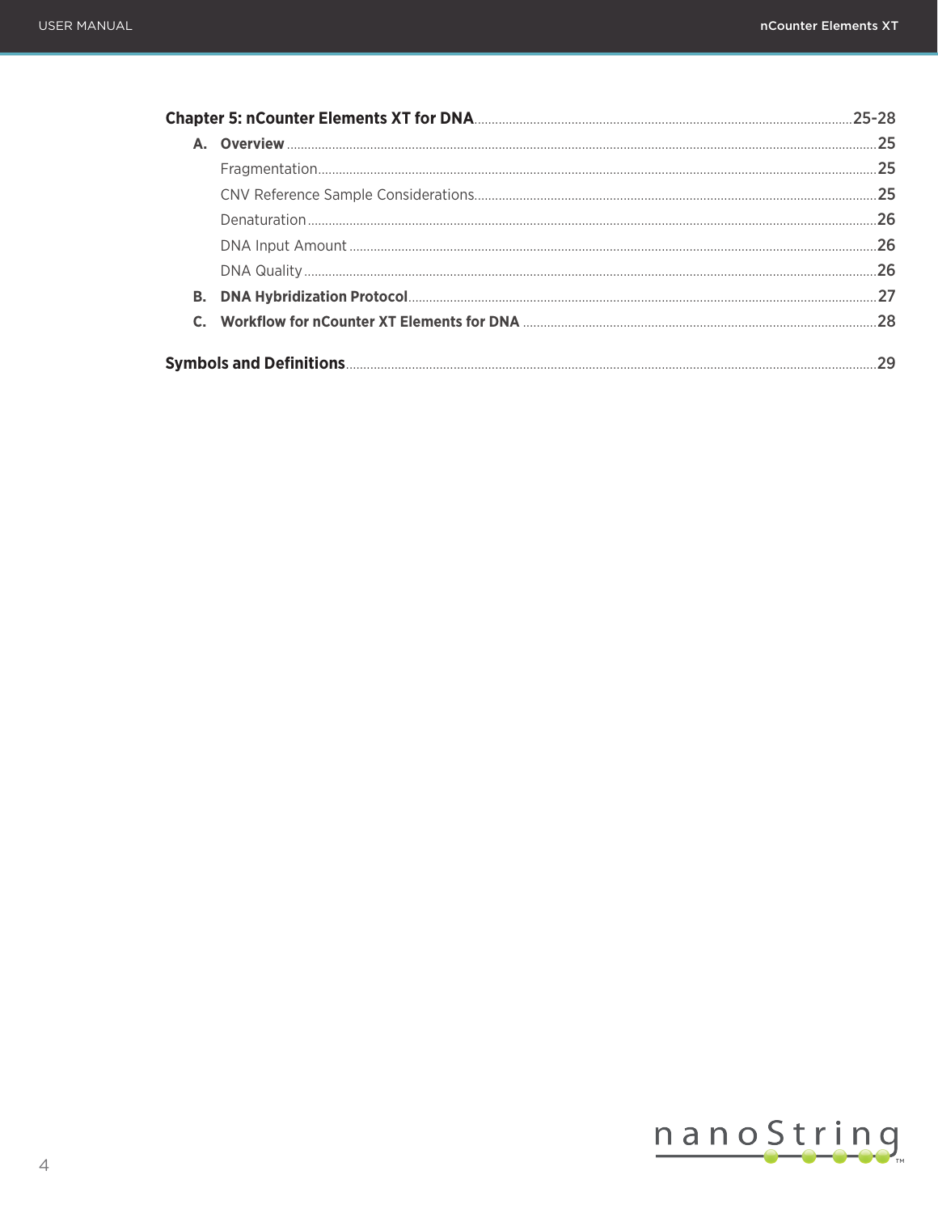**Chapter 5: nCounter Elements XT for DNA** ........ 25-28

- **A. Overview** ........ 25
  - Fragmentation ........ 25
  - CNV Reference Sample Considerations ........ 25
  - Denaturation ........ 26
  - DNA Input Amount ........ 26
  - DNA Quality ........ 26
- **B. DNA Hybridization Protocol** ........ 27
- **C. Workflow for nCounter XT Elements for DNA** ........ 28

**Symbols and Definitions** ........ 29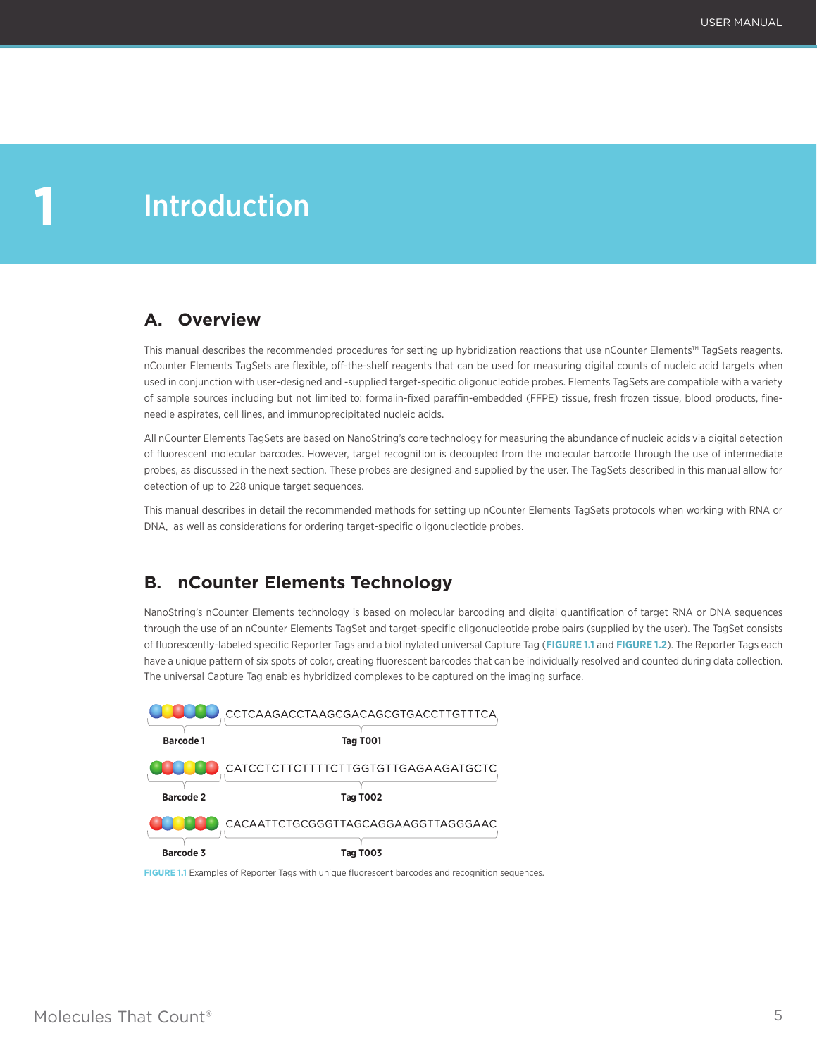# 1 Introduction

## A. Overview

This manual describes the recommended procedures for setting up hybridization reactions that use nCounter Elements™ TagSets reagents. nCounter Elements TagSets are flexible, off-the-shelf reagents that can be used for measuring digital counts of nucleic acid targets when used in conjunction with user-designed and -supplied target-specific oligonucleotide probes. Elements TagSets are compatible with a variety of sample sources including but not limited to: formalin-fixed paraffin-embedded (FFPE) tissue, fresh frozen tissue, blood products, fine-needle aspirates, cell lines, and immunoprecipitated nucleic acids.

All nCounter Elements TagSets are based on NanoString's core technology for measuring the abundance of nucleic acids via digital detection of fluorescent molecular barcodes. However, target recognition is decoupled from the molecular barcode through the use of intermediate probes, as discussed in the next section. These probes are designed and supplied by the user. The TagSets described in this manual allow for detection of up to 228 unique target sequences.

This manual describes in detail the recommended methods for setting up nCounter Elements TagSets protocols when working with RNA or DNA, as well as considerations for ordering target-specific oligonucleotide probes.

## B. nCounter Elements Technology

NanoString's nCounter Elements technology is based on molecular barcoding and digital quantification of target RNA or DNA sequences through the use of an nCounter Elements TagSet and target-specific oligonucleotide probe pairs (supplied by the user). The TagSet consists of fluorescently-labeled specific Reporter Tags and a biotinylated universal Capture Tag (**FIGURE 1.1** and **FIGURE 1.2**). The Reporter Tags each have a unique pattern of six spots of color, creating fluorescent barcodes that can be individually resolved and counted during data collection. The universal Capture Tag enables hybridized complexes to be captured on the imaging surface.

| Barcode | Tag | Sequence |
|---|---|---|
| Barcode 1 | Tag T001 | CCTCAAGACCTAAGCGACAGCGTGACCTTGTTTCA |
| Barcode 2 | Tag T002 | CATCCTCTTCTTTTCTTGGTGTTGAGAAGATGCTC |
| Barcode 3 | Tag T003 | CACAATTCTGCGGGTTAGCAGGAAGGTTAGGGAAC |

**FIGURE 1.1** Examples of Reporter Tags with unique fluorescent barcodes and recognition sequences.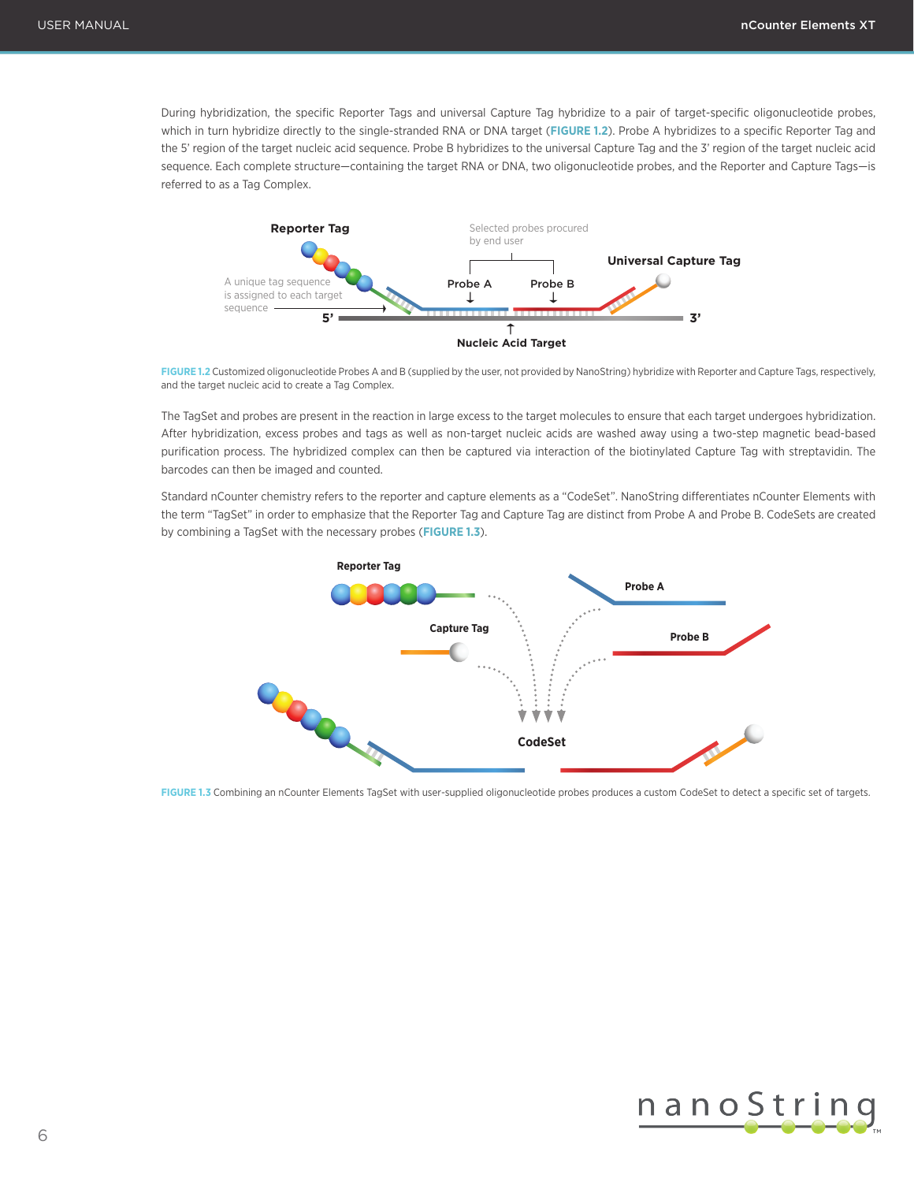During hybridization, the specific Reporter Tags and universal Capture Tag hybridize to a pair of target-specific oligonucleotide probes, which in turn hybridize directly to the single-stranded RNA or DNA target (**FIGURE 1.2**). Probe A hybridizes to a specific Reporter Tag and the 5' region of the target nucleic acid sequence. Probe B hybridizes to the universal Capture Tag and the 3' region of the target nucleic acid sequence. Each complete structure—containing the target RNA or DNA, two oligonucleotide probes, and the Reporter and Capture Tags—is referred to as a Tag Complex.

**FIGURE 1.2** Customized oligonucleotide Probes A and B (supplied by the user, not provided by NanoString) hybridize with Reporter and Capture Tags, respectively, and the target nucleic acid to create a Tag Complex.

The TagSet and probes are present in the reaction in large excess to the target molecules to ensure that each target undergoes hybridization. After hybridization, excess probes and tags as well as non-target nucleic acids are washed away using a two-step magnetic bead-based purification process. The hybridized complex can then be captured via interaction of the biotinylated Capture Tag with streptavidin. The barcodes can then be imaged and counted.

Standard nCounter chemistry refers to the reporter and capture elements as a "CodeSet". NanoString differentiates nCounter Elements with the term "TagSet" in order to emphasize that the Reporter Tag and Capture Tag are distinct from Probe A and Probe B. CodeSets are created by combining a TagSet with the necessary probes (**FIGURE 1.3**).

**FIGURE 1.3** Combining an nCounter Elements TagSet with user-supplied oligonucleotide probes produces a custom CodeSet to detect a specific set of targets.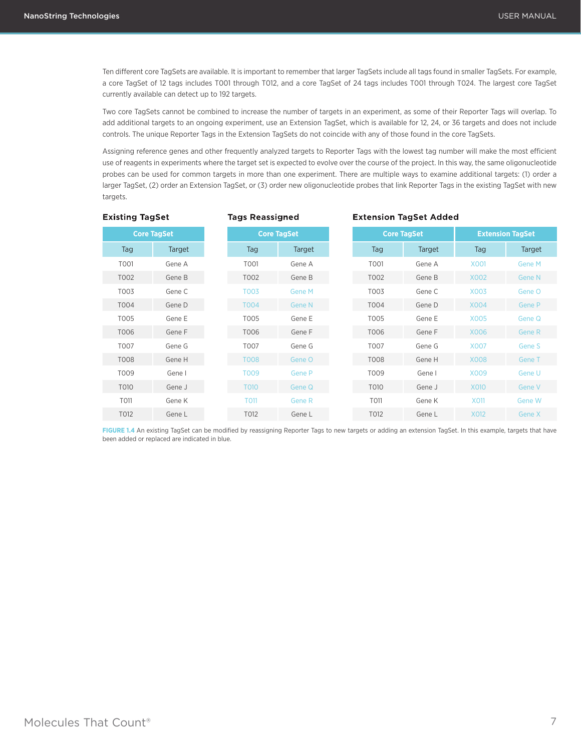Ten different core TagSets are available. It is important to remember that larger TagSets include all tags found in smaller TagSets. For example, a core TagSet of 12 tags includes T001 through T012, and a core TagSet of 24 tags includes T001 through T024. The largest core TagSet currently available can detect up to 192 targets.

Two core TagSets cannot be combined to increase the number of targets in an experiment, as some of their Reporter Tags will overlap. To add additional targets to an ongoing experiment, use an Extension TagSet, which is available for 12, 24, or 36 targets and does not include controls. The unique Reporter Tags in the Extension TagSets do not coincide with any of those found in the core TagSets.

Assigning reference genes and other frequently analyzed targets to Reporter Tags with the lowest tag number will make the most efficient use of reagents in experiments where the target set is expected to evolve over the course of the project. In this way, the same oligonucleotide probes can be used for common targets in more than one experiment. There are multiple ways to examine additional targets: (1) order a larger TagSet, (2) order an Extension TagSet, or (3) order new oligonucleotide probes that link Reporter Tags in the existing TagSet with new targets.

### Existing TagSet

| Core TagSet | |
|---|---|
| Tag | Target |
| T001 | Gene A |
| T002 | Gene B |
| T003 | Gene C |
| T004 | Gene D |
| T005 | Gene E |
| T006 | Gene F |
| T007 | Gene G |
| T008 | Gene H |
| T009 | Gene I |
| T010 | Gene J |
| T011 | Gene K |
| T012 | Gene L |

### Tags Reassigned

| Core TagSet | |
|---|---|
| Tag | Target |
| T001 | Gene A |
| T002 | Gene B |
| T003 | Gene M |
| T004 | Gene N |
| T005 | Gene E |
| T006 | Gene F |
| T007 | Gene G |
| T008 | Gene O |
| T009 | Gene P |
| T010 | Gene Q |
| T011 | Gene R |
| T012 | Gene L |

### Extension TagSet Added

| Core TagSet | | Extension TagSet | |
|---|---|---|---|
| Tag | Target | Tag | Target |
| T001 | Gene A | X001 | Gene M |
| T002 | Gene B | X002 | Gene N |
| T003 | Gene C | X003 | Gene O |
| T004 | Gene D | X004 | Gene P |
| T005 | Gene E | X005 | Gene Q |
| T006 | Gene F | X006 | Gene R |
| T007 | Gene G | X007 | Gene S |
| T008 | Gene H | X008 | Gene T |
| T009 | Gene I | X009 | Gene U |
| T010 | Gene J | X010 | Gene V |
| T011 | Gene K | X011 | Gene W |
| T012 | Gene L | X012 | Gene X |

**FIGURE 1.4** An existing TagSet can be modified by reassigning Reporter Tags to new targets or adding an extension TagSet. In this example, targets that have been added or replaced are indicated in blue.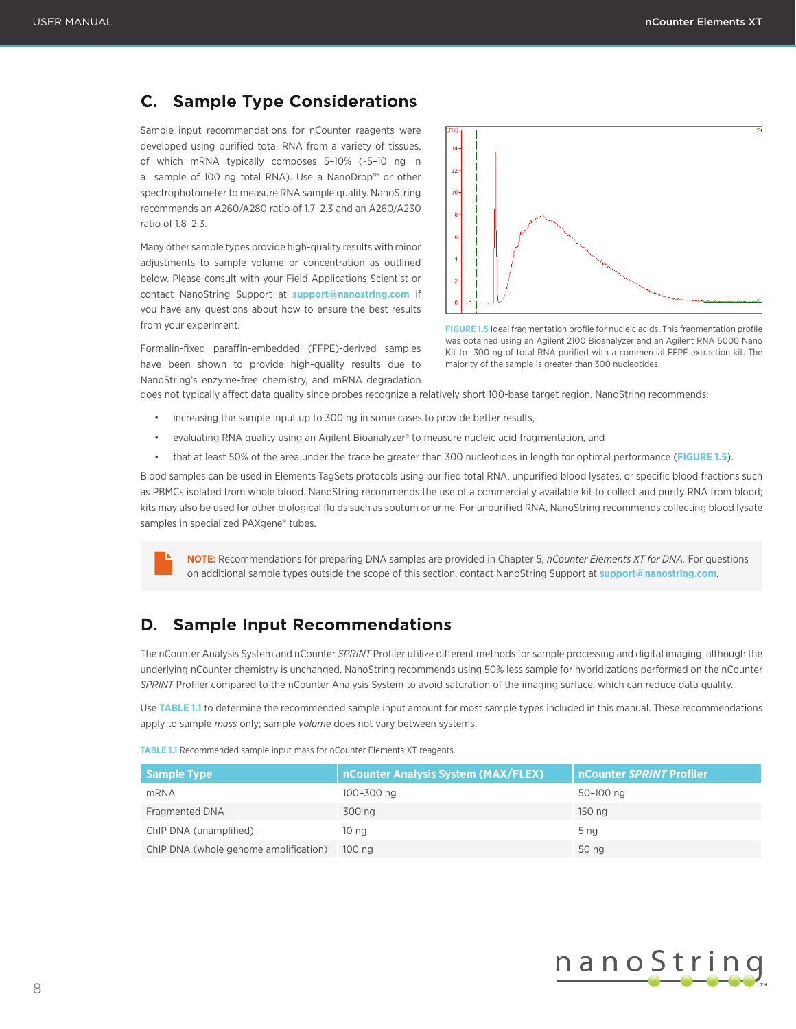## C. Sample Type Considerations

Sample input recommendations for nCounter reagents were developed using purified total RNA from a variety of tissues, of which mRNA typically composes 5–10% (~5–10 ng in a sample of 100 ng total RNA). Use a NanoDrop™ or other spectrophotometer to measure RNA sample quality. NanoString recommends an A260/A280 ratio of 1.7–2.3 and an A260/A230 ratio of 1.8–2.3.

Many other sample types provide high-quality results with minor adjustments to sample volume or concentration as outlined below. Please consult with your Field Applications Scientist or contact NanoString Support at **support@nanostring.com** if you have any questions about how to ensure the best results from your experiment.

**FIGURE 1.5** Ideal fragmentation profile for nucleic acids. This fragmentation profile was obtained using an Agilent 2100 Bioanalyzer and an Agilent RNA 6000 Nano Kit to 300 ng of total RNA purified with a commercial FFPE extraction kit. The majority of the sample is greater than 300 nucleotides.

Formalin-fixed paraffin-embedded (FFPE)-derived samples have been shown to provide high-quality results due to NanoString's enzyme-free chemistry, and mRNA degradation does not typically affect data quality since probes recognize a relatively short 100-base target region. NanoString recommends:

- increasing the sample input up to 300 ng in some cases to provide better results,
- evaluating RNA quality using an Agilent Bioanalyzer® to measure nucleic acid fragmentation, and
- that at least 50% of the area under the trace be greater than 300 nucleotides in length for optimal performance (**FIGURE 1.5**).

Blood samples can be used in Elements TagSets protocols using purified total RNA, unpurified blood lysates, or specific blood fractions such as PBMCs isolated from whole blood. NanoString recommends the use of a commercially available kit to collect and purify RNA from blood; kits may also be used for other biological fluids such as sputum or urine. For unpurified RNA, NanoString recommends collecting blood lysate samples in specialized PAXgene® tubes.

> **NOTE:** Recommendations for preparing DNA samples are provided in Chapter 5, *nCounter Elements XT for DNA.* For questions on additional sample types outside the scope of this section, contact NanoString Support at **support@nanostring.com**.

## D. Sample Input Recommendations

The nCounter Analysis System and nCounter *SPRINT* Profiler utilize different methods for sample processing and digital imaging, although the underlying nCounter chemistry is unchanged. NanoString recommends using 50% less sample for hybridizations performed on the nCounter *SPRINT* Profiler compared to the nCounter Analysis System to avoid saturation of the imaging surface, which can reduce data quality.

Use **TABLE 1.1** to determine the recommended sample input amount for most sample types included in this manual. These recommendations apply to sample *mass* only; sample *volume* does not vary between systems.

**TABLE 1.1** Recommended sample input mass for nCounter Elements XT reagents.

| Sample Type | nCounter Analysis System (MAX/FLEX) | nCounter *SPRINT* Profiler |
|---|---|---|
| mRNA | 100–300 ng | 50–100 ng |
| Fragmented DNA | 300 ng | 150 ng |
| ChIP DNA (unamplified) | 10 ng | 5 ng |
| ChIP DNA (whole genome amplification) | 100 ng | 50 ng |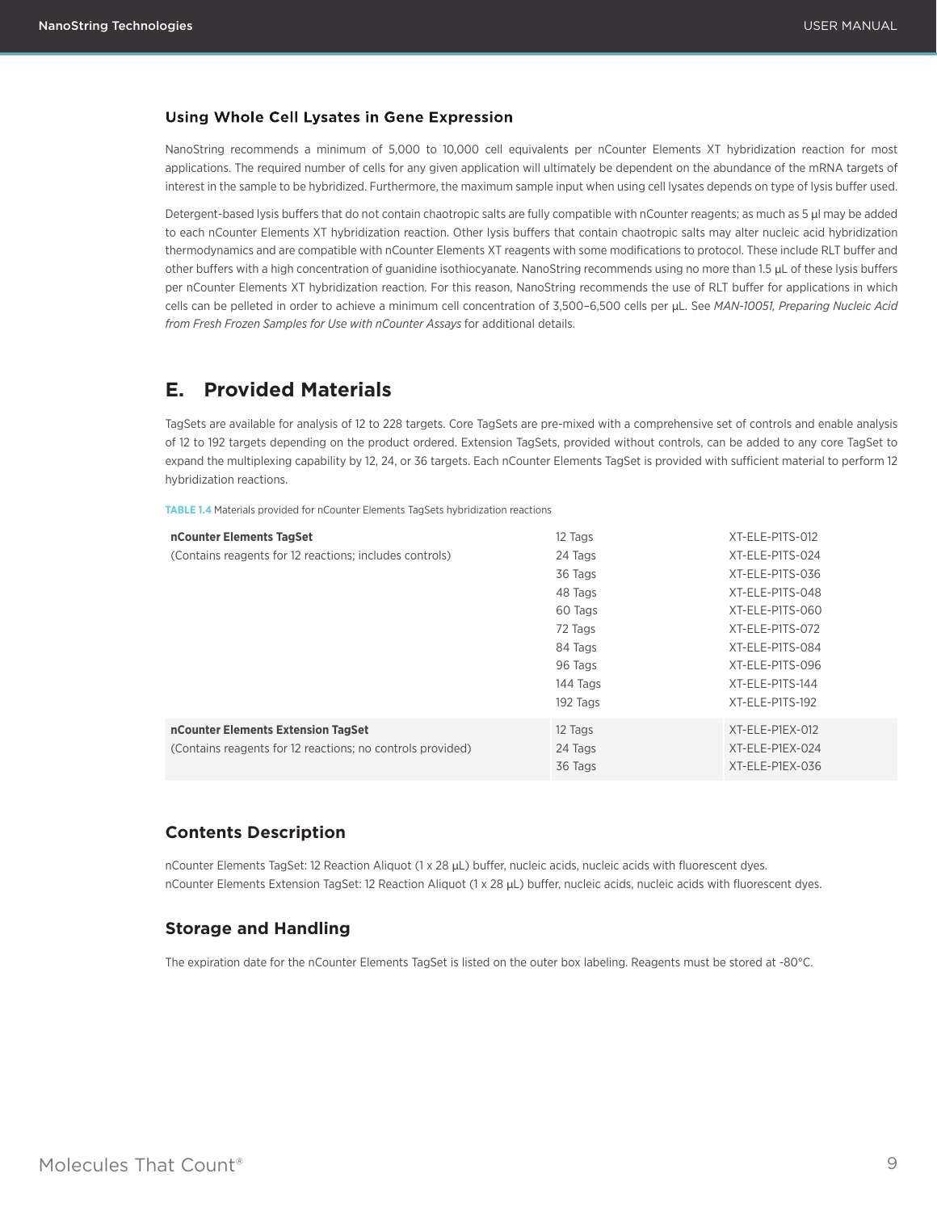### Using Whole Cell Lysates in Gene Expression

NanoString recommends a minimum of 5,000 to 10,000 cell equivalents per nCounter Elements XT hybridization reaction for most applications. The required number of cells for any given application will ultimately be dependent on the abundance of the mRNA targets of interest in the sample to be hybridized. Furthermore, the maximum sample input when using cell lysates depends on type of lysis buffer used.

Detergent-based lysis buffers that do not contain chaotropic salts are fully compatible with nCounter reagents; as much as 5 µl may be added to each nCounter Elements XT hybridization reaction. Other lysis buffers that contain chaotropic salts may alter nucleic acid hybridization thermodynamics and are compatible with nCounter Elements XT reagents with some modifications to protocol. These include RLT buffer and other buffers with a high concentration of guanidine isothiocyanate. NanoString recommends using no more than 1.5 µL of these lysis buffers per nCounter Elements XT hybridization reaction. For this reason, NanoString recommends the use of RLT buffer for applications in which cells can be pelleted in order to achieve a minimum cell concentration of 3,500–6,500 cells per µL. See *MAN-10051, Preparing Nucleic Acid from Fresh Frozen Samples for Use with nCounter Assays* for additional details.

## E. Provided Materials

TagSets are available for analysis of 12 to 228 targets. Core TagSets are pre-mixed with a comprehensive set of controls and enable analysis of 12 to 192 targets depending on the product ordered. Extension TagSets, provided without controls, can be added to any core TagSet to expand the multiplexing capability by 12, 24, or 36 targets. Each nCounter Elements TagSet is provided with sufficient material to perform 12 hybridization reactions.

**TABLE 1.4** Materials provided for nCounter Elements TagSets hybridization reactions

| Product | Tags | Catalog Number |
|---|---|---|
| **nCounter Elements TagSet** (Contains reagents for 12 reactions; includes controls) | 12 Tags | XT-ELE-P1TS-012 |
| | 24 Tags | XT-ELE-P1TS-024 |
| | 36 Tags | XT-ELE-P1TS-036 |
| | 48 Tags | XT-ELE-P1TS-048 |
| | 60 Tags | XT-ELE-P1TS-060 |
| | 72 Tags | XT-ELE-P1TS-072 |
| | 84 Tags | XT-ELE-P1TS-084 |
| | 96 Tags | XT-ELE-P1TS-096 |
| | 144 Tags | XT-ELE-P1TS-144 |
| | 192 Tags | XT-ELE-P1TS-192 |
| **nCounter Elements Extension TagSet** (Contains reagents for 12 reactions; no controls provided) | 12 Tags | XT-ELE-P1EX-012 |
| | 24 Tags | XT-ELE-P1EX-024 |
| | 36 Tags | XT-ELE-P1EX-036 |

### Contents Description

nCounter Elements TagSet: 12 Reaction Aliquot (1 x 28 µL) buffer, nucleic acids, nucleic acids with fluorescent dyes.
nCounter Elements Extension TagSet: 12 Reaction Aliquot (1 x 28 µL) buffer, nucleic acids, nucleic acids with fluorescent dyes.

### Storage and Handling

The expiration date for the nCounter Elements TagSet is listed on the outer box labeling. Reagents must be stored at -80°C.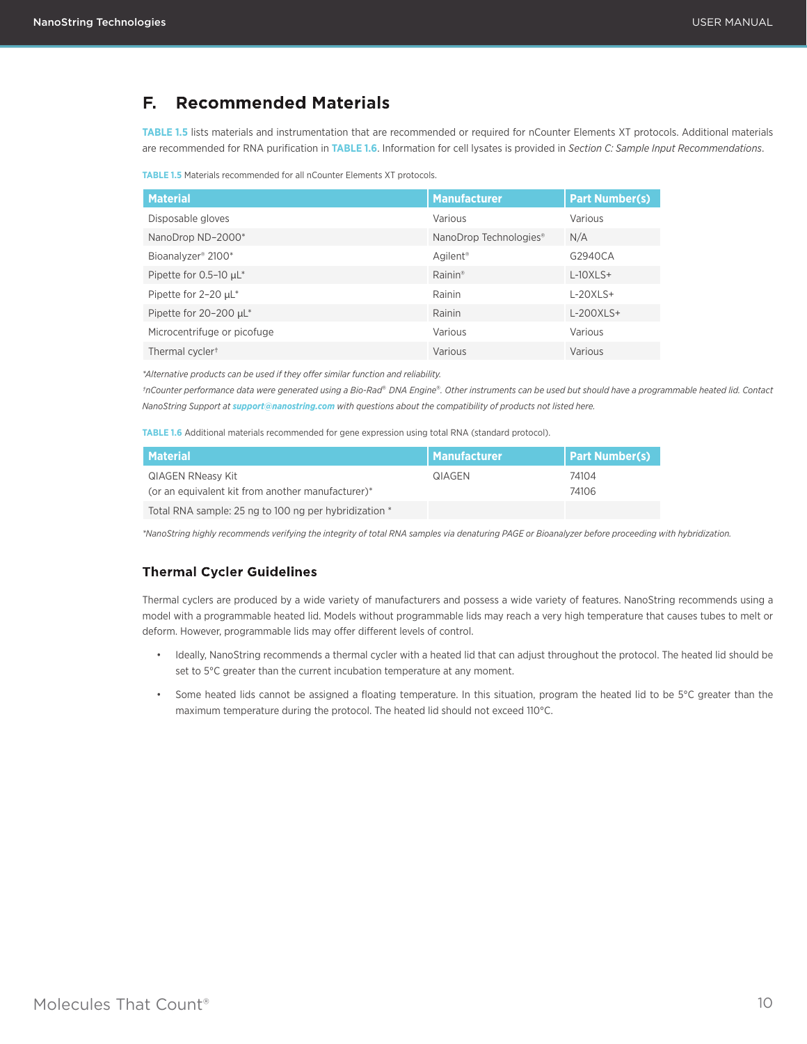## F. Recommended Materials

**TABLE 1.5** lists materials and instrumentation that are recommended or required for nCounter Elements XT protocols. Additional materials are recommended for RNA purification in **TABLE 1.6**. Information for cell lysates is provided in *Section C: Sample Input Recommendations*.

**TABLE 1.5** Materials recommended for all nCounter Elements XT protocols.

| Material | Manufacturer | Part Number(s) |
|---|---|---|
| Disposable gloves | Various | Various |
| NanoDrop ND-2000* | NanoDrop Technologies® | N/A |
| Bioanalyzer® 2100* | Agilent® | G2940CA |
| Pipette for 0.5–10 µL* | Rainin® | L-10XLS+ |
| Pipette for 2–20 µL* | Rainin | L-20XLS+ |
| Pipette for 20–200 µL* | Rainin | L-200XLS+ |
| Microcentrifuge or picofuge | Various | Various |
| Thermal cycler† | Various | Various |

*\*Alternative products can be used if they offer similar function and reliability.*

*†nCounter performance data were generated using a Bio-Rad® DNA Engine®. Other instruments can be used but should have a programmable heated lid. Contact NanoString Support at **support@nanostring.com** with questions about the compatibility of products not listed here.*

**TABLE 1.6** Additional materials recommended for gene expression using total RNA (standard protocol).

| Material | Manufacturer | Part Number(s) |
|---|---|---|
| QIAGEN RNeasy Kit (or an equivalent kit from another manufacturer)* | QIAGEN | 74104 74106 |
| Total RNA sample: 25 ng to 100 ng per hybridization * | | |

*\*NanoString highly recommends verifying the integrity of total RNA samples via denaturing PAGE or Bioanalyzer before proceeding with hybridization.*

### Thermal Cycler Guidelines

Thermal cyclers are produced by a wide variety of manufacturers and possess a wide variety of features. NanoString recommends using a model with a programmable heated lid. Models without programmable lids may reach a very high temperature that causes tubes to melt or deform. However, programmable lids may offer different levels of control.

- Ideally, NanoString recommends a thermal cycler with a heated lid that can adjust throughout the protocol. The heated lid should be set to 5°C greater than the current incubation temperature at any moment.
- Some heated lids cannot be assigned a floating temperature. In this situation, program the heated lid to be 5°C greater than the maximum temperature during the protocol. The heated lid should not exceed 110°C.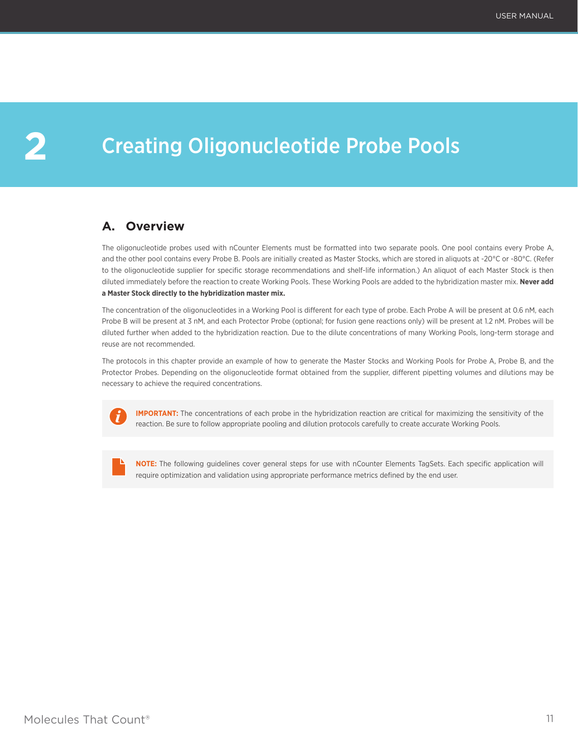# 2 Creating Oligonucleotide Probe Pools

## A. Overview

The oligonucleotide probes used with nCounter Elements must be formatted into two separate pools. One pool contains every Probe A, and the other pool contains every Probe B. Pools are initially created as Master Stocks, which are stored in aliquots at -20°C or -80°C. (Refer to the oligonucleotide supplier for specific storage recommendations and shelf-life information.) An aliquot of each Master Stock is then diluted immediately before the reaction to create Working Pools. These Working Pools are added to the hybridization master mix. **Never add a Master Stock directly to the hybridization master mix.**

The concentration of the oligonucleotides in a Working Pool is different for each type of probe. Each Probe A will be present at 0.6 nM, each Probe B will be present at 3 nM, and each Protector Probe (optional; for fusion gene reactions only) will be present at 1.2 nM. Probes will be diluted further when added to the hybridization reaction. Due to the dilute concentrations of many Working Pools, long-term storage and reuse are not recommended.

The protocols in this chapter provide an example of how to generate the Master Stocks and Working Pools for Probe A, Probe B, and the Protector Probes. Depending on the oligonucleotide format obtained from the supplier, different pipetting volumes and dilutions may be necessary to achieve the required concentrations.

> **IMPORTANT:** The concentrations of each probe in the hybridization reaction are critical for maximizing the sensitivity of the reaction. Be sure to follow appropriate pooling and dilution protocols carefully to create accurate Working Pools.

> **NOTE:** The following guidelines cover general steps for use with nCounter Elements TagSets. Each specific application will require optimization and validation using appropriate performance metrics defined by the end user.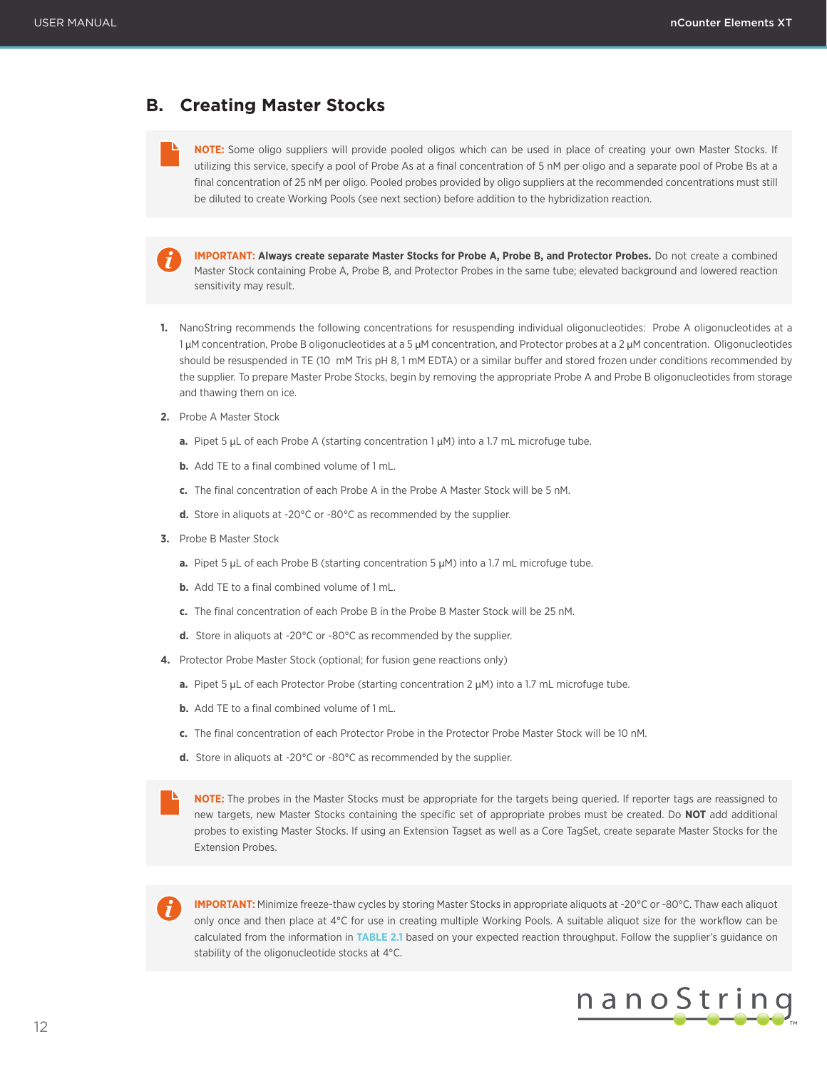## B. Creating Master Stocks

> **NOTE:** Some oligo suppliers will provide pooled oligos which can be used in place of creating your own Master Stocks. If utilizing this service, specify a pool of Probe As at a final concentration of 5 nM per oligo and a separate pool of Probe Bs at a final concentration of 25 nM per oligo. Pooled probes provided by oligo suppliers at the recommended concentrations must still be diluted to create Working Pools (see next section) before addition to the hybridization reaction.

> **IMPORTANT: Always create separate Master Stocks for Probe A, Probe B, and Protector Probes.** Do not create a combined Master Stock containing Probe A, Probe B, and Protector Probes in the same tube; elevated background and lowered reaction sensitivity may result.

1. NanoString recommends the following concentrations for resuspending individual oligonucleotides: Probe A oligonucleotides at a 1 µM concentration, Probe B oligonucleotides at a 5 µM concentration, and Protector probes at a 2 µM concentration. Oligonucleotides should be resuspended in TE (10 mM Tris pH 8, 1 mM EDTA) or a similar buffer and stored frozen under conditions recommended by the supplier. To prepare Master Probe Stocks, begin by removing the appropriate Probe A and Probe B oligonucleotides from storage and thawing them on ice.

2. Probe A Master Stock
   a. Pipet 5 µL of each Probe A (starting concentration 1 µM) into a 1.7 mL microfuge tube.
   b. Add TE to a final combined volume of 1 mL.
   c. The final concentration of each Probe A in the Probe A Master Stock will be 5 nM.
   d. Store in aliquots at -20°C or -80°C as recommended by the supplier.

3. Probe B Master Stock
   a. Pipet 5 µL of each Probe B (starting concentration 5 µM) into a 1.7 mL microfuge tube.
   b. Add TE to a final combined volume of 1 mL.
   c. The final concentration of each Probe B in the Probe B Master Stock will be 25 nM.
   d. Store in aliquots at -20°C or -80°C as recommended by the supplier.

4. Protector Probe Master Stock (optional; for fusion gene reactions only)
   a. Pipet 5 µL of each Protector Probe (starting concentration 2 µM) into a 1.7 mL microfuge tube.
   b. Add TE to a final combined volume of 1 mL.
   c. The final concentration of each Protector Probe in the Protector Probe Master Stock will be 10 nM.
   d. Store in aliquots at -20°C or -80°C as recommended by the supplier.

> **NOTE:** The probes in the Master Stocks must be appropriate for the targets being queried. If reporter tags are reassigned to new targets, new Master Stocks containing the specific set of appropriate probes must be created. Do **NOT** add additional probes to existing Master Stocks. If using an Extension Tagset as well as a Core TagSet, create separate Master Stocks for the Extension Probes.

> **IMPORTANT:** Minimize freeze-thaw cycles by storing Master Stocks in appropriate aliquots at -20°C or -80°C. Thaw each aliquot only once and then place at 4°C for use in creating multiple Working Pools. A suitable aliquot size for the workflow can be calculated from the information in **TABLE 2.1** based on your expected reaction throughput. Follow the supplier's guidance on stability of the oligonucleotide stocks at 4°C.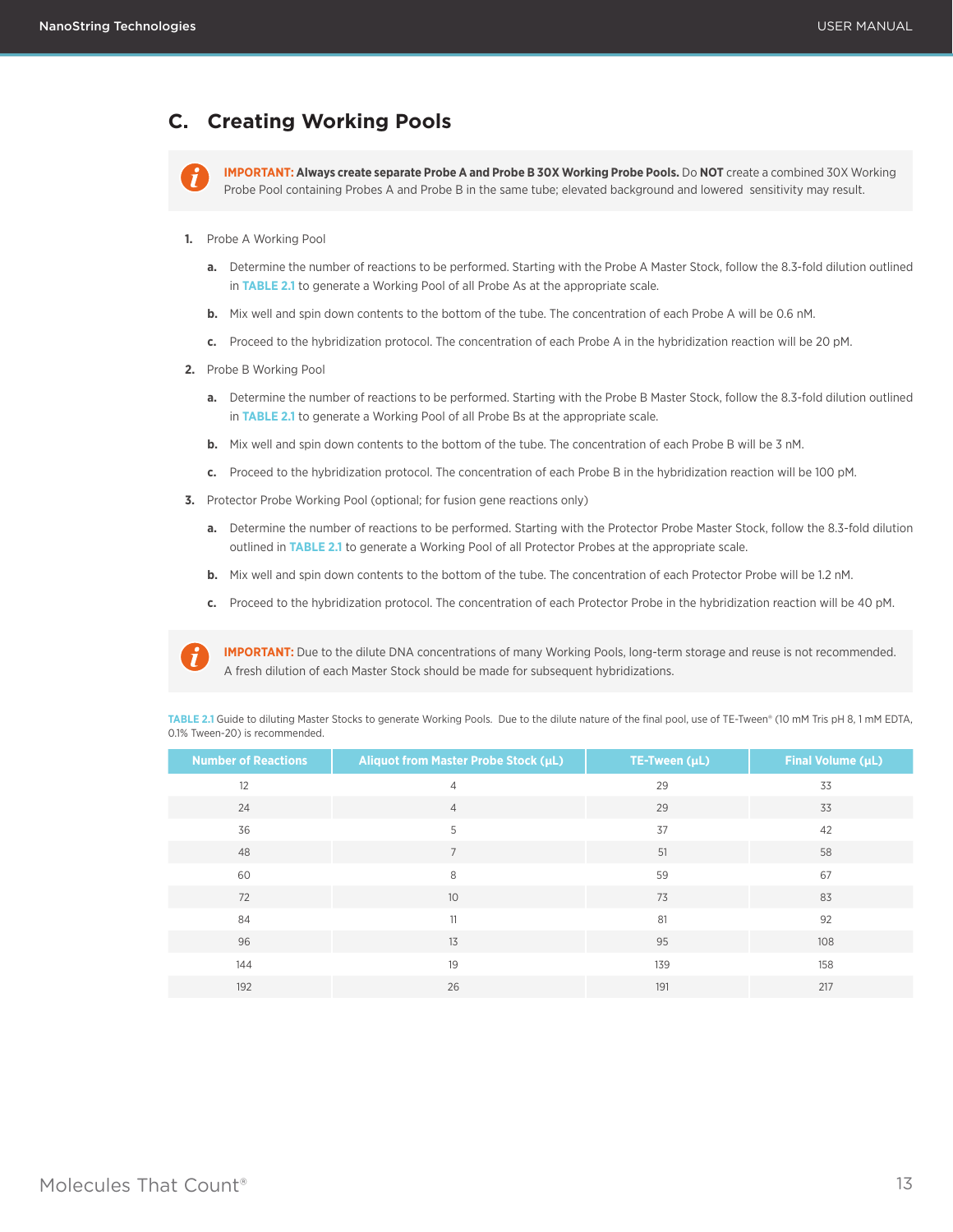## C. Creating Working Pools

> **IMPORTANT: Always create separate Probe A and Probe B 30X Working Probe Pools.** Do **NOT** create a combined 30X Working Probe Pool containing Probes A and Probe B in the same tube; elevated background and lowered sensitivity may result.

1. Probe A Working Pool
   - **a.** Determine the number of reactions to be performed. Starting with the Probe A Master Stock, follow the 8.3-fold dilution outlined in TABLE 2.1 to generate a Working Pool of all Probe As at the appropriate scale.
   - **b.** Mix well and spin down contents to the bottom of the tube. The concentration of each Probe A will be 0.6 nM.
   - **c.** Proceed to the hybridization protocol. The concentration of each Probe A in the hybridization reaction will be 20 pM.
2. Probe B Working Pool
   - **a.** Determine the number of reactions to be performed. Starting with the Probe B Master Stock, follow the 8.3-fold dilution outlined in TABLE 2.1 to generate a Working Pool of all Probe Bs at the appropriate scale.
   - **b.** Mix well and spin down contents to the bottom of the tube. The concentration of each Probe B will be 3 nM.
   - **c.** Proceed to the hybridization protocol. The concentration of each Probe B in the hybridization reaction will be 100 pM.
3. Protector Probe Working Pool (optional; for fusion gene reactions only)
   - **a.** Determine the number of reactions to be performed. Starting with the Protector Probe Master Stock, follow the 8.3-fold dilution outlined in TABLE 2.1 to generate a Working Pool of all Protector Probes at the appropriate scale.
   - **b.** Mix well and spin down contents to the bottom of the tube. The concentration of each Protector Probe will be 1.2 nM.
   - **c.** Proceed to the hybridization protocol. The concentration of each Protector Probe in the hybridization reaction will be 40 pM.

> **IMPORTANT:** Due to the dilute DNA concentrations of many Working Pools, long-term storage and reuse is not recommended. A fresh dilution of each Master Stock should be made for subsequent hybridizations.

TABLE 2.1 Guide to diluting Master Stocks to generate Working Pools. Due to the dilute nature of the final pool, use of TE-Tween® (10 mM Tris pH 8, 1 mM EDTA, 0.1% Tween-20) is recommended.

| Number of Reactions | Aliquot from Master Probe Stock (µL) | TE-Tween (µL) | Final Volume (µL) |
|---|---|---|---|
| 12 | 4 | 29 | 33 |
| 24 | 4 | 29 | 33 |
| 36 | 5 | 37 | 42 |
| 48 | 7 | 51 | 58 |
| 60 | 8 | 59 | 67 |
| 72 | 10 | 73 | 83 |
| 84 | 11 | 81 | 92 |
| 96 | 13 | 95 | 108 |
| 144 | 19 | 139 | 158 |
| 192 | 26 | 191 | 217 |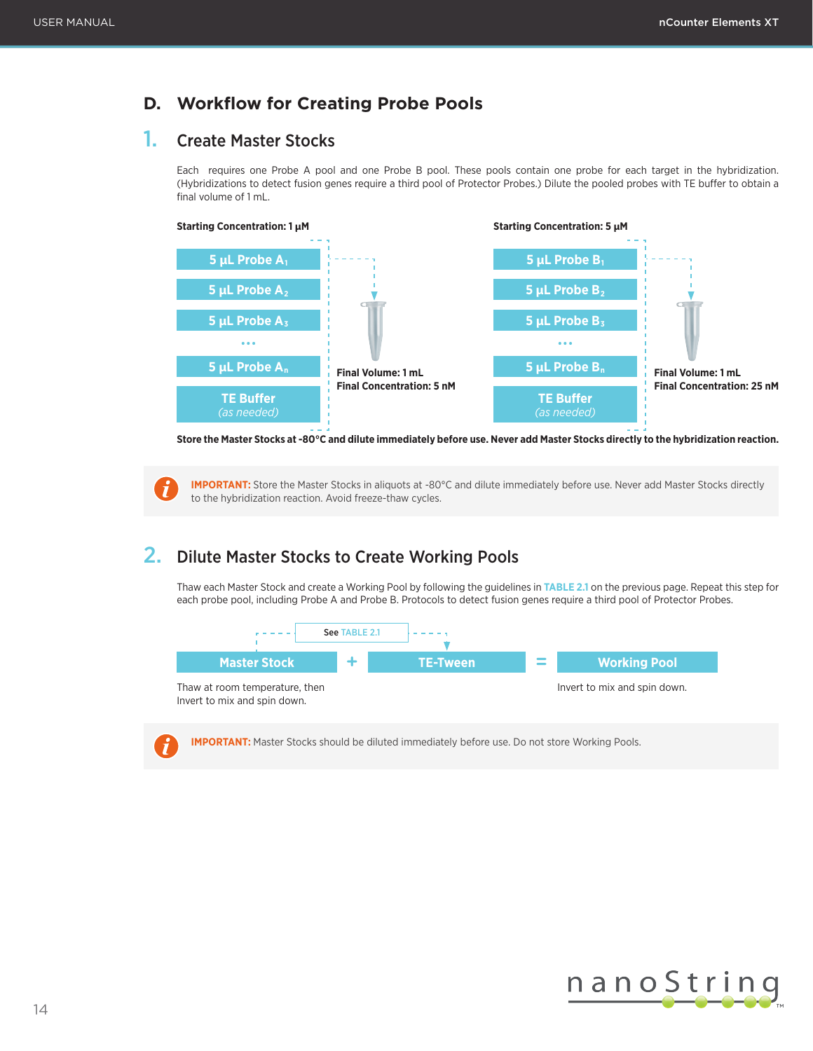## D. Workflow for Creating Probe Pools

### 1. Create Master Stocks

Each  requires one Probe A pool and one Probe B pool. These pools contain one probe for each target in the hybridization. (Hybridizations to detect fusion genes require a third pool of Protector Probes.) Dilute the pooled probes with TE buffer to obtain a final volume of 1 mL.

**Starting Concentration: 1 µM**

- 5 µL Probe $A_1$
- 5 µL Probe $A_2$
- 5 µL Probe $A_3$
- ...
- 5 µL Probe $A_n$
- TE Buffer *(as needed)*

**Final Volume: 1 mL**
**Final Concentration: 5 nM**

**Starting Concentration: 5 µM**

- 5 µL Probe $B_1$
- 5 µL Probe $B_2$
- 5 µL Probe $B_3$
- ...
- 5 µL Probe $B_n$
- TE Buffer *(as needed)*

**Final Volume: 1 mL**
**Final Concentration: 25 nM**

**Store the Master Stocks at -80°C and dilute immediately before use. Never add Master Stocks directly to the hybridization reaction.**

> **IMPORTANT:** Store the Master Stocks in aliquots at -80°C and dilute immediately before use. Never add Master Stocks directly to the hybridization reaction. Avoid freeze-thaw cycles.

### 2. Dilute Master Stocks to Create Working Pools

Thaw each Master Stock and create a Working Pool by following the guidelines in TABLE 2.1 on the previous page. Repeat this step for each probe pool, including Probe A and Probe B. Protocols to detect fusion genes require a third pool of Protector Probes.

See TABLE 2.1

**Master Stock** + **TE-Tween** = **Working Pool**

Master Stock: Thaw at room temperature, then Invert to mix and spin down.

Working Pool: Invert to mix and spin down.

> **IMPORTANT:** Master Stocks should be diluted immediately before use. Do not store Working Pools.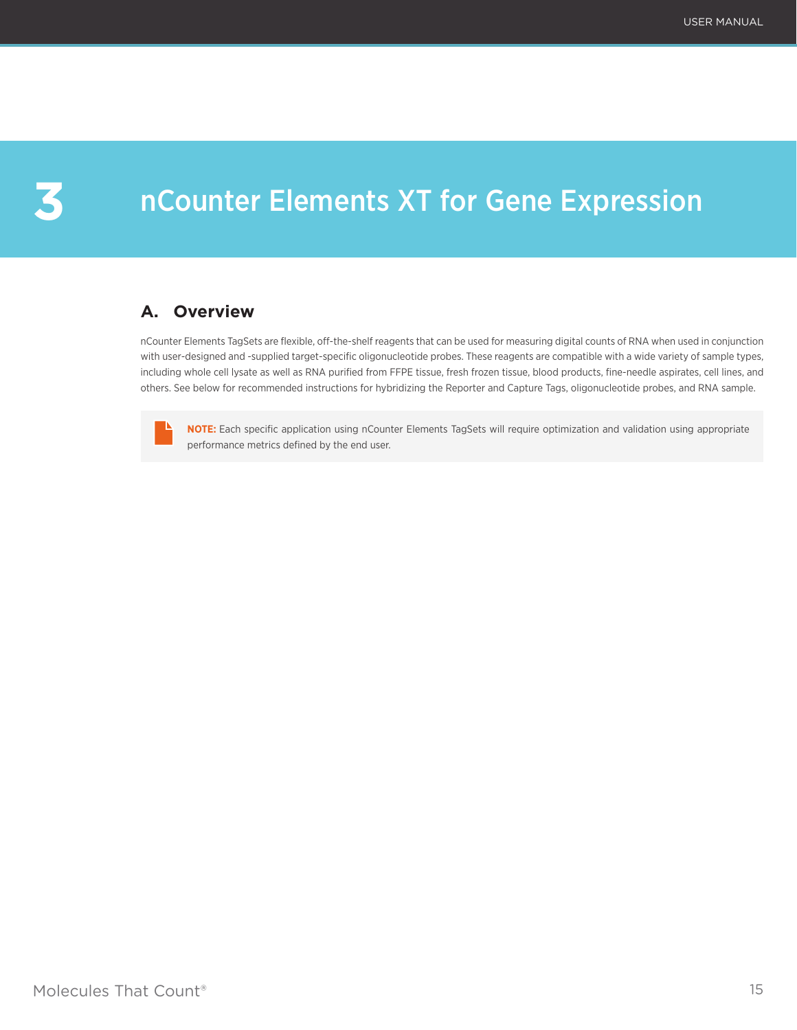# 3 nCounter Elements XT for Gene Expression

## A. Overview

nCounter Elements TagSets are flexible, off-the-shelf reagents that can be used for measuring digital counts of RNA when used in conjunction with user-designed and -supplied target-specific oligonucleotide probes. These reagents are compatible with a wide variety of sample types, including whole cell lysate as well as RNA purified from FFPE tissue, fresh frozen tissue, blood products, fine-needle aspirates, cell lines, and others. See below for recommended instructions for hybridizing the Reporter and Capture Tags, oligonucleotide probes, and RNA sample.

> **NOTE:** Each specific application using nCounter Elements TagSets will require optimization and validation using appropriate performance metrics defined by the end user.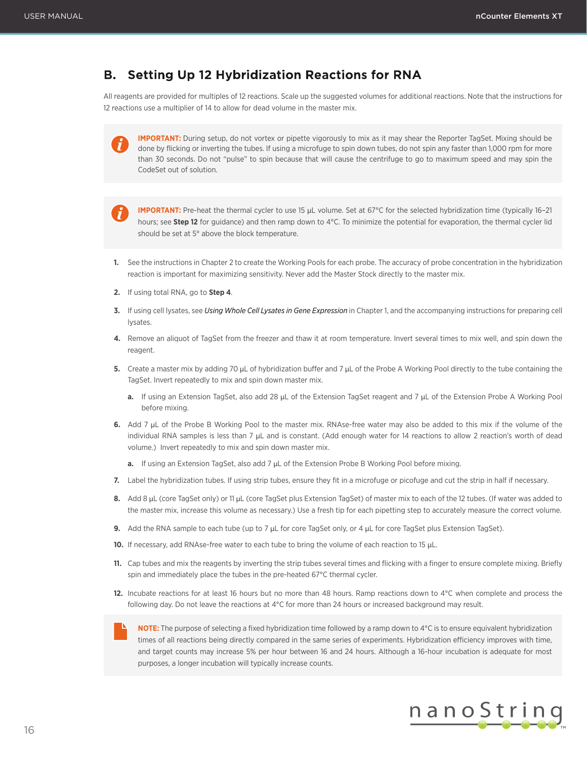## B. Setting Up 12 Hybridization Reactions for RNA

All reagents are provided for multiples of 12 reactions. Scale up the suggested volumes for additional reactions. Note that the instructions for 12 reactions use a multiplier of 14 to allow for dead volume in the master mix.

**IMPORTANT:** During setup, do not vortex or pipette vigorously to mix as it may shear the Reporter TagSet. Mixing should be done by flicking or inverting the tubes. If using a microfuge to spin down tubes, do not spin any faster than 1,000 rpm for more than 30 seconds. Do not "pulse" to spin because that will cause the centrifuge to go to maximum speed and may spin the CodeSet out of solution.

**IMPORTANT:** Pre-heat the thermal cycler to use 15 µL volume. Set at 67°C for the selected hybridization time (typically 16–21 hours; see **Step 12** for guidance) and then ramp down to 4°C. To minimize the potential for evaporation, the thermal cycler lid should be set at 5° above the block temperature.

1. See the instructions in Chapter 2 to create the Working Pools for each probe. The accuracy of probe concentration in the hybridization reaction is important for maximizing sensitivity. Never add the Master Stock directly to the master mix.
2. If using total RNA, go to **Step 4**.
3. If using cell lysates, see *Using Whole Cell Lysates in Gene Expression* in Chapter 1, and the accompanying instructions for preparing cell lysates.
4. Remove an aliquot of TagSet from the freezer and thaw it at room temperature. Invert several times to mix well, and spin down the reagent.
5. Create a master mix by adding 70 µL of hybridization buffer and 7 µL of the Probe A Working Pool directly to the tube containing the TagSet. Invert repeatedly to mix and spin down master mix.
   a. If using an Extension TagSet, also add 28 µL of the Extension TagSet reagent and 7 µL of the Extension Probe A Working Pool before mixing.
6. Add 7 µL of the Probe B Working Pool to the master mix. RNAse-free water may also be added to this mix if the volume of the individual RNA samples is less than 7 µL and is constant. (Add enough water for 14 reactions to allow 2 reaction's worth of dead volume.) Invert repeatedly to mix and spin down master mix.
   a. If using an Extension TagSet, also add 7 µL of the Extension Probe B Working Pool before mixing.
7. Label the hybridization tubes. If using strip tubes, ensure they fit in a microfuge or picofuge and cut the strip in half if necessary.
8. Add 8 µL (core TagSet only) or 11 µL (core TagSet plus Extension TagSet) of master mix to each of the 12 tubes. (If water was added to the master mix, increase this volume as necessary.) Use a fresh tip for each pipetting step to accurately measure the correct volume.
9. Add the RNA sample to each tube (up to 7 µL for core TagSet only, or 4 µL for core TagSet plus Extension TagSet).
10. If necessary, add RNAse-free water to each tube to bring the volume of each reaction to 15 µL.
11. Cap tubes and mix the reagents by inverting the strip tubes several times and flicking with a finger to ensure complete mixing. Briefly spin and immediately place the tubes in the pre-heated 67°C thermal cycler.
12. Incubate reactions for at least 16 hours but no more than 48 hours. Ramp reactions down to 4°C when complete and process the following day. Do not leave the reactions at 4°C for more than 24 hours or increased background may result.

**NOTE:** The purpose of selecting a fixed hybridization time followed by a ramp down to 4°C is to ensure equivalent hybridization times of all reactions being directly compared in the same series of experiments. Hybridization efficiency improves with time, and target counts may increase 5% per hour between 16 and 24 hours. Although a 16-hour incubation is adequate for most purposes, a longer incubation will typically increase counts.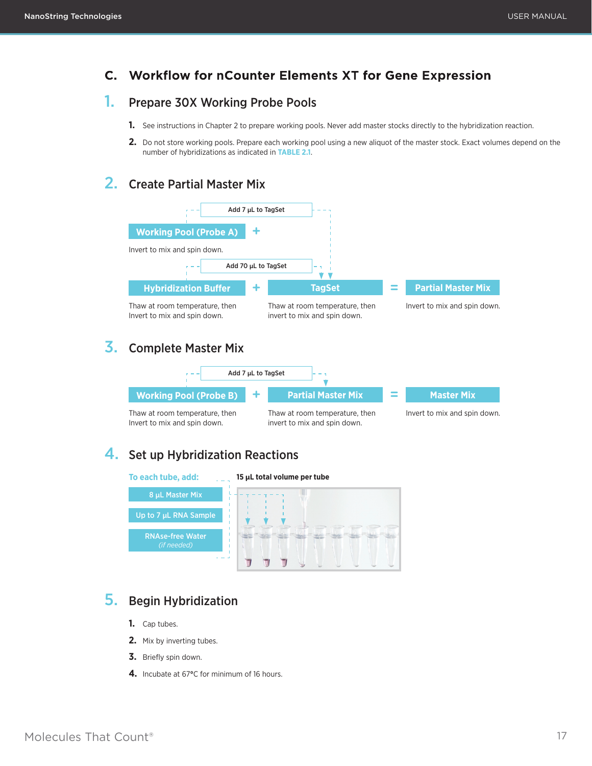## C. Workflow for nCounter Elements XT for Gene Expression

### 1. Prepare 30X Working Probe Pools

1. See instructions in Chapter 2 to prepare working pools. Never add master stocks directly to the hybridization reaction.
2. Do not store working pools. Prepare each working pool using a new aliquot of the master stock. Exact volumes depend on the number of hybridizations as indicated in TABLE 2.1.

### 2. Create Partial Master Mix

Add 7 µL to TagSet

**Working Pool (Probe A)** +

Invert to mix and spin down.

Add 70 µL to TagSet

**Hybridization Buffer** + **TagSet** = **Partial Master Mix**

Hybridization Buffer: Thaw at room temperature, then Invert to mix and spin down.

TagSet: Thaw at room temperature, then invert to mix and spin down.

Partial Master Mix: Invert to mix and spin down.

### 3. Complete Master Mix

Add 7 µL to TagSet

**Working Pool (Probe B)** + **Partial Master Mix** = **Master Mix**

Working Pool (Probe B): Thaw at room temperature, then Invert to mix and spin down.

Partial Master Mix: Thaw at room temperature, then invert to mix and spin down.

Master Mix: Invert to mix and spin down.

### 4. Set up Hybridization Reactions

To each tube, add:

- 8 µL Master Mix
- Up to 7 µL RNA Sample
- RNAse-free Water *(if needed)*

15 µL total volume per tube

### 5. Begin Hybridization

1. Cap tubes.
2. Mix by inverting tubes.
3. Briefly spin down.
4. Incubate at 67°C for minimum of 16 hours.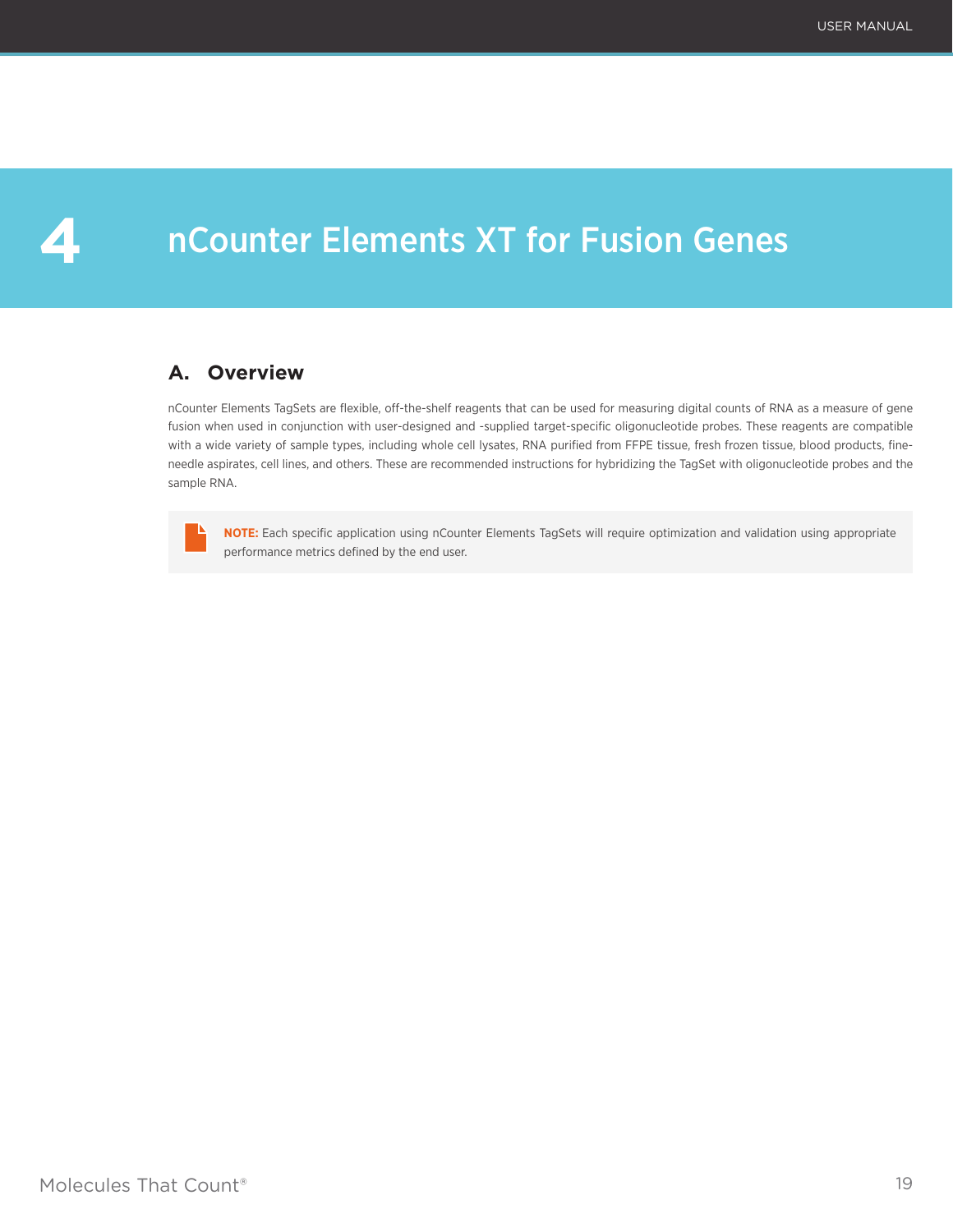# 4 nCounter Elements XT for Fusion Genes

## A. Overview

nCounter Elements TagSets are flexible, off-the-shelf reagents that can be used for measuring digital counts of RNA as a measure of gene fusion when used in conjunction with user-designed and -supplied target-specific oligonucleotide probes. These reagents are compatible with a wide variety of sample types, including whole cell lysates, RNA purified from FFPE tissue, fresh frozen tissue, blood products, fine-needle aspirates, cell lines, and others. These are recommended instructions for hybridizing the TagSet with oligonucleotide probes and the sample RNA.

> **NOTE:** Each specific application using nCounter Elements TagSets will require optimization and validation using appropriate performance metrics defined by the end user.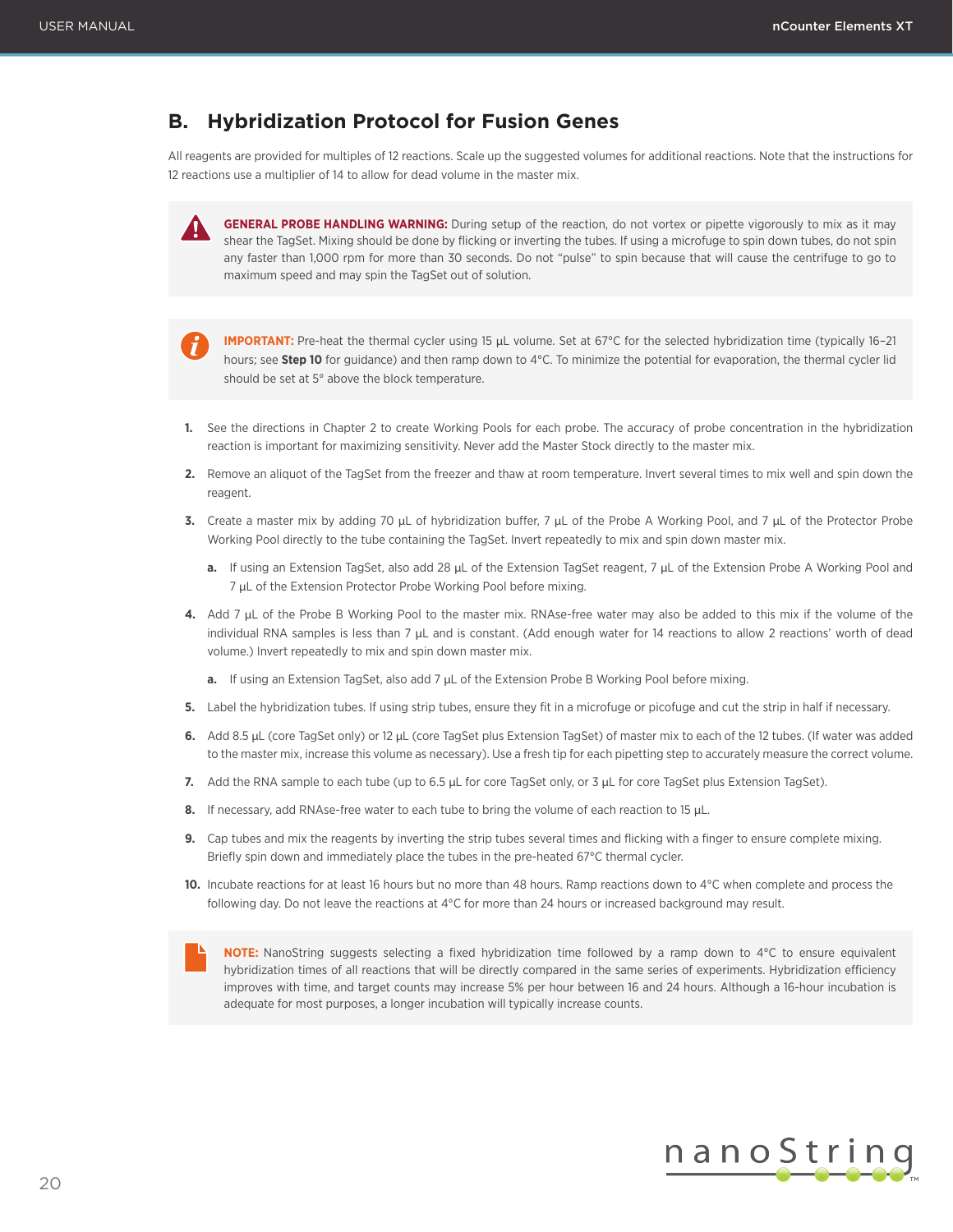## B. Hybridization Protocol for Fusion Genes

All reagents are provided for multiples of 12 reactions. Scale up the suggested volumes for additional reactions. Note that the instructions for 12 reactions use a multiplier of 14 to allow for dead volume in the master mix.

> **GENERAL PROBE HANDLING WARNING:** During setup of the reaction, do not vortex or pipette vigorously to mix as it may shear the TagSet. Mixing should be done by flicking or inverting the tubes. If using a microfuge to spin down tubes, do not spin any faster than 1,000 rpm for more than 30 seconds. Do not "pulse" to spin because that will cause the centrifuge to go to maximum speed and may spin the TagSet out of solution.

> **IMPORTANT:** Pre-heat the thermal cycler using 15 µL volume. Set at 67°C for the selected hybridization time (typically 16–21 hours; see **Step 10** for guidance) and then ramp down to 4°C. To minimize the potential for evaporation, the thermal cycler lid should be set at 5° above the block temperature.

1. See the directions in Chapter 2 to create Working Pools for each probe. The accuracy of probe concentration in the hybridization reaction is important for maximizing sensitivity. Never add the Master Stock directly to the master mix.
2. Remove an aliquot of the TagSet from the freezer and thaw at room temperature. Invert several times to mix well and spin down the reagent.
3. Create a master mix by adding 70 µL of hybridization buffer, 7 µL of the Probe A Working Pool, and 7 µL of the Protector Probe Working Pool directly to the tube containing the TagSet. Invert repeatedly to mix and spin down master mix.
   a. If using an Extension TagSet, also add 28 µL of the Extension TagSet reagent, 7 µL of the Extension Probe A Working Pool and 7 µL of the Extension Protector Probe Working Pool before mixing.
4. Add 7 µL of the Probe B Working Pool to the master mix. RNAse-free water may also be added to this mix if the volume of the individual RNA samples is less than 7 µL and is constant. (Add enough water for 14 reactions to allow 2 reactions' worth of dead volume.) Invert repeatedly to mix and spin down master mix.
   a. If using an Extension TagSet, also add 7 µL of the Extension Probe B Working Pool before mixing.
5. Label the hybridization tubes. If using strip tubes, ensure they fit in a microfuge or picofuge and cut the strip in half if necessary.
6. Add 8.5 µL (core TagSet only) or 12 µL (core TagSet plus Extension TagSet) of master mix to each of the 12 tubes. (If water was added to the master mix, increase this volume as necessary). Use a fresh tip for each pipetting step to accurately measure the correct volume.
7. Add the RNA sample to each tube (up to 6.5 µL for core TagSet only, or 3 µL for core TagSet plus Extension TagSet).
8. If necessary, add RNAse-free water to each tube to bring the volume of each reaction to 15 µL.
9. Cap tubes and mix the reagents by inverting the strip tubes several times and flicking with a finger to ensure complete mixing. Briefly spin down and immediately place the tubes in the pre-heated 67°C thermal cycler.
10. Incubate reactions for at least 16 hours but no more than 48 hours. Ramp reactions down to 4°C when complete and process the following day. Do not leave the reactions at 4°C for more than 24 hours or increased background may result.

> **NOTE:** NanoString suggests selecting a fixed hybridization time followed by a ramp down to 4°C to ensure equivalent hybridization times of all reactions that will be directly compared in the same series of experiments. Hybridization efficiency improves with time, and target counts may increase 5% per hour between 16 and 24 hours. Although a 16-hour incubation is adequate for most purposes, a longer incubation will typically increase counts.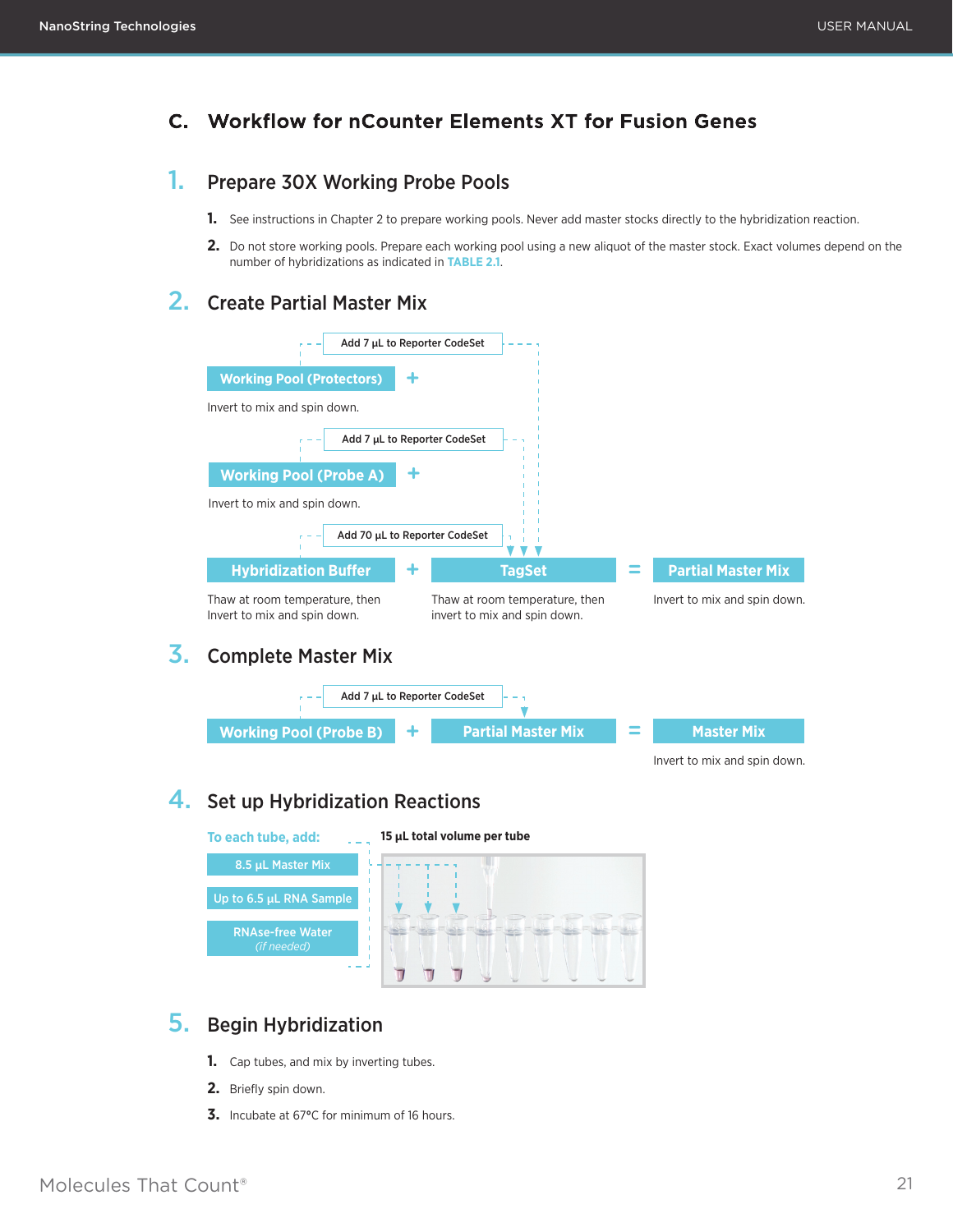## C. Workflow for nCounter Elements XT for Fusion Genes

### 1. Prepare 30X Working Probe Pools

1. See instructions in Chapter 2 to prepare working pools. Never add master stocks directly to the hybridization reaction.
2. Do not store working pools. Prepare each working pool using a new aliquot of the master stock. Exact volumes depend on the number of hybridizations as indicated in TABLE 2.1.

### 2. Create Partial Master Mix

Add 7 µL to Reporter CodeSet

**Working Pool (Protectors)** +

Invert to mix and spin down.

Add 7 µL to Reporter CodeSet

**Working Pool (Probe A)** +

Invert to mix and spin down.

Add 70 µL to Reporter CodeSet

**Hybridization Buffer** + **TagSet** = **Partial Master Mix**

Hybridization Buffer: Thaw at room temperature, then Invert to mix and spin down.

TagSet: Thaw at room temperature, then invert to mix and spin down.

Partial Master Mix: Invert to mix and spin down.

### 3. Complete Master Mix

Add 7 µL to Reporter CodeSet

**Working Pool (Probe B)** + **Partial Master Mix** = **Master Mix**

Master Mix: Invert to mix and spin down.

### 4. Set up Hybridization Reactions

To each tube, add:

- 8.5 µL Master Mix
- Up to 6.5 µL RNA Sample
- RNAse-free Water *(if needed)*

**15 µL total volume per tube**

### 5. Begin Hybridization

1. Cap tubes, and mix by inverting tubes.
2. Briefly spin down.
3. Incubate at 67°C for minimum of 16 hours.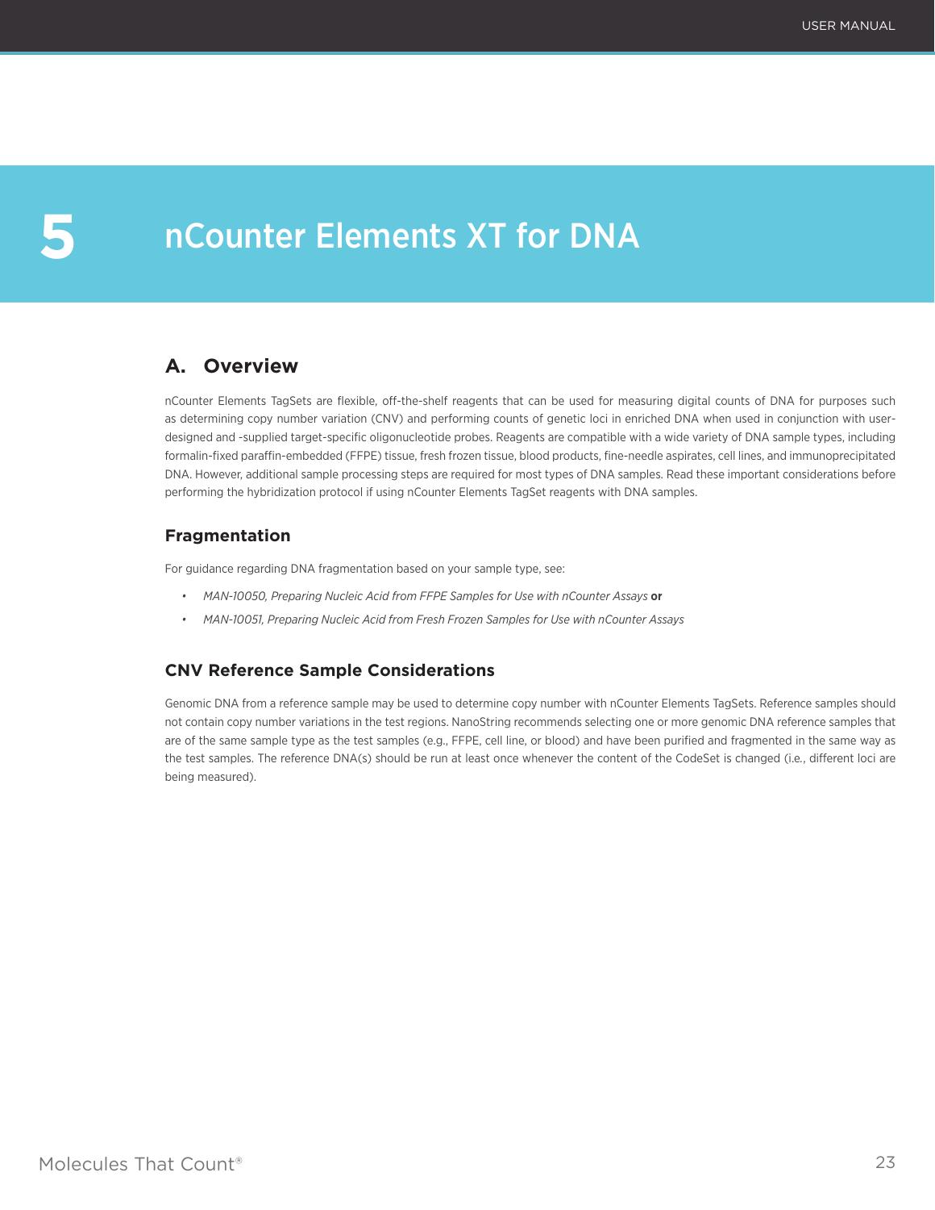# 5 nCounter Elements XT for DNA

## A. Overview

nCounter Elements TagSets are flexible, off-the-shelf reagents that can be used for measuring digital counts of DNA for purposes such as determining copy number variation (CNV) and performing counts of genetic loci in enriched DNA when used in conjunction with user-designed and -supplied target-specific oligonucleotide probes. Reagents are compatible with a wide variety of DNA sample types, including formalin-fixed paraffin-embedded (FFPE) tissue, fresh frozen tissue, blood products, fine-needle aspirates, cell lines, and immunoprecipitated DNA. However, additional sample processing steps are required for most types of DNA samples. Read these important considerations before performing the hybridization protocol if using nCounter Elements TagSet reagents with DNA samples.

### Fragmentation

For guidance regarding DNA fragmentation based on your sample type, see:

- *MAN-10050, Preparing Nucleic Acid from FFPE Samples for Use with nCounter Assays* **or**
- *MAN-10051, Preparing Nucleic Acid from Fresh Frozen Samples for Use with nCounter Assays*

### CNV Reference Sample Considerations

Genomic DNA from a reference sample may be used to determine copy number with nCounter Elements TagSets. Reference samples should not contain copy number variations in the test regions. NanoString recommends selecting one or more genomic DNA reference samples that are of the same sample type as the test samples (e.g., FFPE, cell line, or blood) and have been purified and fragmented in the same way as the test samples. The reference DNA(s) should be run at least once whenever the content of the CodeSet is changed (i.e., different loci are being measured).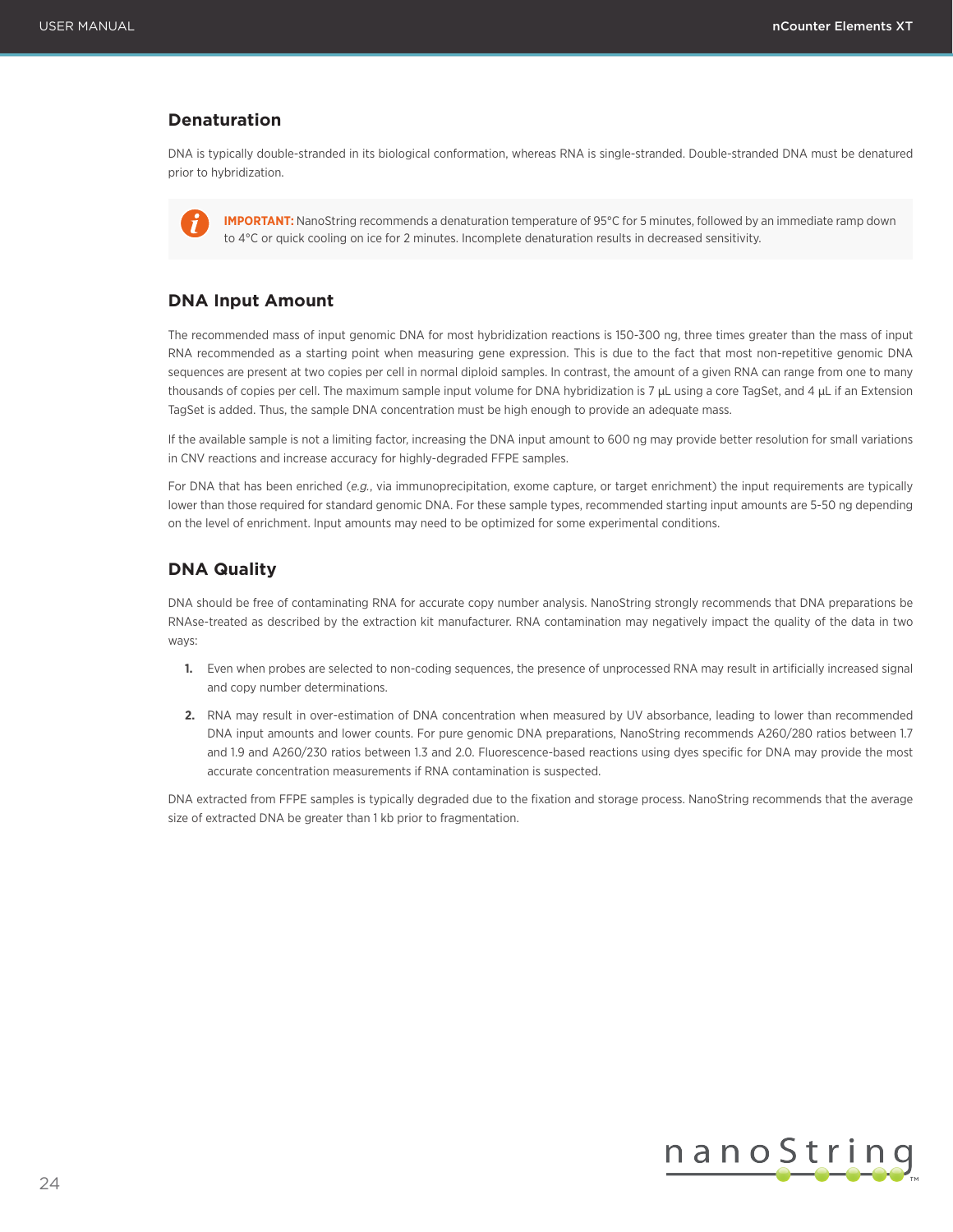## Denaturation

DNA is typically double-stranded in its biological conformation, whereas RNA is single-stranded. Double-stranded DNA must be denatured prior to hybridization.

> **IMPORTANT:** NanoString recommends a denaturation temperature of 95°C for 5 minutes, followed by an immediate ramp down to 4°C or quick cooling on ice for 2 minutes. Incomplete denaturation results in decreased sensitivity.

## DNA Input Amount

The recommended mass of input genomic DNA for most hybridization reactions is 150-300 ng, three times greater than the mass of input RNA recommended as a starting point when measuring gene expression. This is due to the fact that most non-repetitive genomic DNA sequences are present at two copies per cell in normal diploid samples. In contrast, the amount of a given RNA can range from one to many thousands of copies per cell. The maximum sample input volume for DNA hybridization is 7 µL using a core TagSet, and 4 µL if an Extension TagSet is added. Thus, the sample DNA concentration must be high enough to provide an adequate mass.

If the available sample is not a limiting factor, increasing the DNA input amount to 600 ng may provide better resolution for small variations in CNV reactions and increase accuracy for highly-degraded FFPE samples.

For DNA that has been enriched (*e.g.*, via immunoprecipitation, exome capture, or target enrichment) the input requirements are typically lower than those required for standard genomic DNA. For these sample types, recommended starting input amounts are 5-50 ng depending on the level of enrichment. Input amounts may need to be optimized for some experimental conditions.

## DNA Quality

DNA should be free of contaminating RNA for accurate copy number analysis. NanoString strongly recommends that DNA preparations be RNAse-treated as described by the extraction kit manufacturer. RNA contamination may negatively impact the quality of the data in two ways:

1. Even when probes are selected to non-coding sequences, the presence of unprocessed RNA may result in artificially increased signal and copy number determinations.
2. RNA may result in over-estimation of DNA concentration when measured by UV absorbance, leading to lower than recommended DNA input amounts and lower counts. For pure genomic DNA preparations, NanoString recommends A260/280 ratios between 1.7 and 1.9 and A260/230 ratios between 1.3 and 2.0. Fluorescence-based reactions using dyes specific for DNA may provide the most accurate concentration measurements if RNA contamination is suspected.

DNA extracted from FFPE samples is typically degraded due to the fixation and storage process. NanoString recommends that the average size of extracted DNA be greater than 1 kb prior to fragmentation.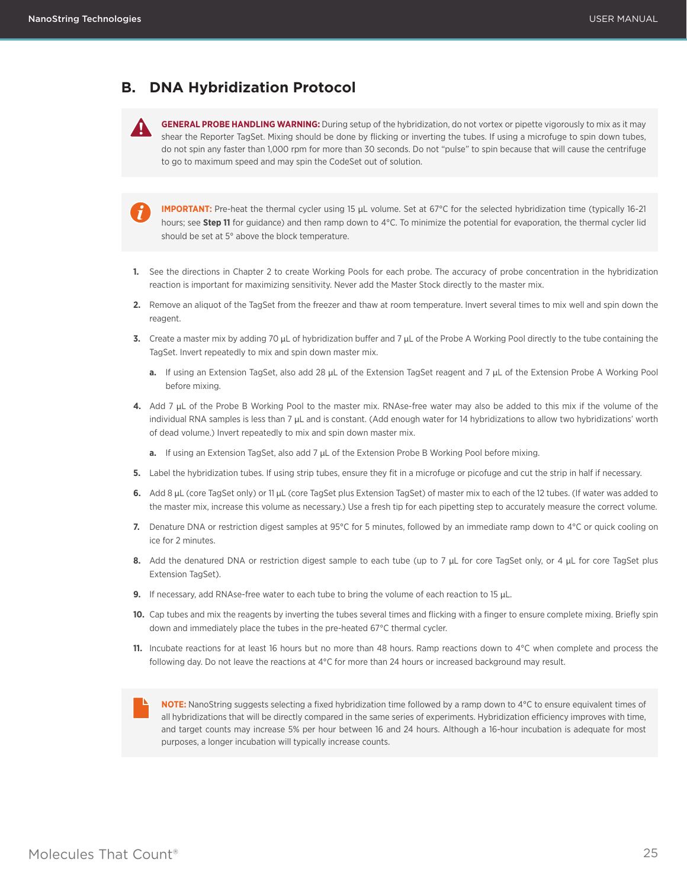## B. DNA Hybridization Protocol

> **GENERAL PROBE HANDLING WARNING:** During setup of the hybridization, do not vortex or pipette vigorously to mix as it may shear the Reporter TagSet. Mixing should be done by flicking or inverting the tubes. If using a microfuge to spin down tubes, do not spin any faster than 1,000 rpm for more than 30 seconds. Do not "pulse" to spin because that will cause the centrifuge to go to maximum speed and may spin the CodeSet out of solution.

> **IMPORTANT:** Pre-heat the thermal cycler using 15 µL volume. Set at 67°C for the selected hybridization time (typically 16-21 hours; see **Step 11** for guidance) and then ramp down to 4°C. To minimize the potential for evaporation, the thermal cycler lid should be set at 5° above the block temperature.

1. See the directions in Chapter 2 to create Working Pools for each probe. The accuracy of probe concentration in the hybridization reaction is important for maximizing sensitivity. Never add the Master Stock directly to the master mix.
2. Remove an aliquot of the TagSet from the freezer and thaw at room temperature. Invert several times to mix well and spin down the reagent.
3. Create a master mix by adding 70 µL of hybridization buffer and 7 µL of the Probe A Working Pool directly to the tube containing the TagSet. Invert repeatedly to mix and spin down master mix.
   a. If using an Extension TagSet, also add 28 µL of the Extension TagSet reagent and 7 µL of the Extension Probe A Working Pool before mixing.
4. Add 7 µL of the Probe B Working Pool to the master mix. RNAse-free water may also be added to this mix if the volume of the individual RNA samples is less than 7 µL and is constant. (Add enough water for 14 hybridizations to allow two hybridizations' worth of dead volume.) Invert repeatedly to mix and spin down master mix.
   a. If using an Extension TagSet, also add 7 µL of the Extension Probe B Working Pool before mixing.
5. Label the hybridization tubes. If using strip tubes, ensure they fit in a microfuge or picofuge and cut the strip in half if necessary.
6. Add 8 µL (core TagSet only) or 11 µL (core TagSet plus Extension TagSet) of master mix to each of the 12 tubes. (If water was added to the master mix, increase this volume as necessary.) Use a fresh tip for each pipetting step to accurately measure the correct volume.
7. Denature DNA or restriction digest samples at 95°C for 5 minutes, followed by an immediate ramp down to 4°C or quick cooling on ice for 2 minutes.
8. Add the denatured DNA or restriction digest sample to each tube (up to 7 µL for core TagSet only, or 4 µL for core TagSet plus Extension TagSet).
9. If necessary, add RNAse-free water to each tube to bring the volume of each reaction to 15 µL.
10. Cap tubes and mix the reagents by inverting the tubes several times and flicking with a finger to ensure complete mixing. Briefly spin down and immediately place the tubes in the pre-heated 67°C thermal cycler.
11. Incubate reactions for at least 16 hours but no more than 48 hours. Ramp reactions down to 4°C when complete and process the following day. Do not leave the reactions at 4°C for more than 24 hours or increased background may result.

> **NOTE:** NanoString suggests selecting a fixed hybridization time followed by a ramp down to 4°C to ensure equivalent times of all hybridizations that will be directly compared in the same series of experiments. Hybridization efficiency improves with time, and target counts may increase 5% per hour between 16 and 24 hours. Although a 16-hour incubation is adequate for most purposes, a longer incubation will typically increase counts.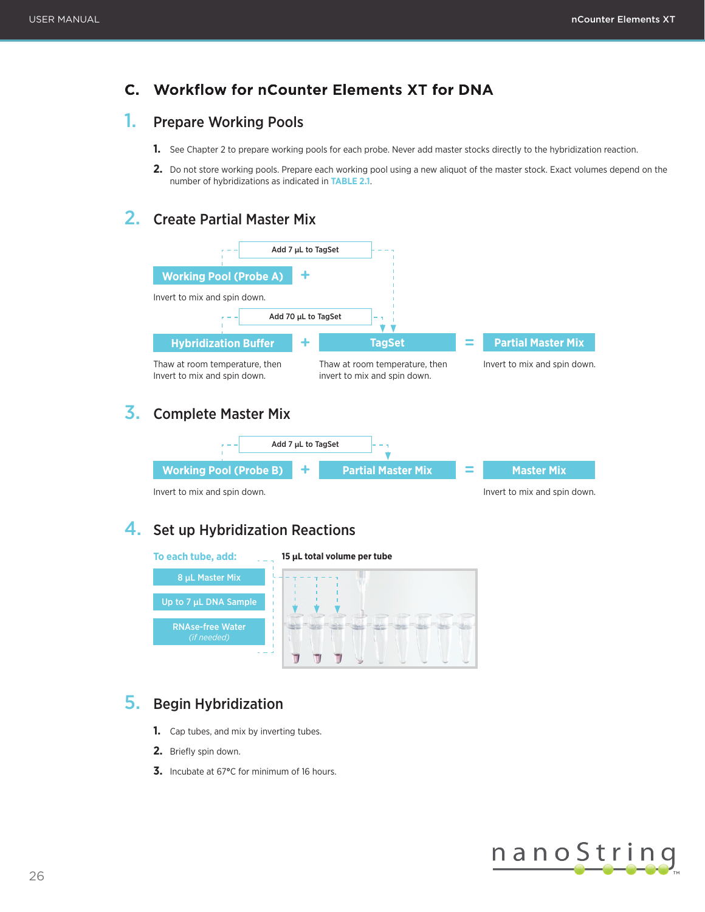## C. Workflow for nCounter Elements XT for DNA

### 1. Prepare Working Pools

1. See Chapter 2 to prepare working pools for each probe. Never add master stocks directly to the hybridization reaction.
2. Do not store working pools. Prepare each working pool using a new aliquot of the master stock. Exact volumes depend on the number of hybridizations as indicated in **TABLE 2.1**.

### 2. Create Partial Master Mix

Add 7 µL to TagSet

**Working Pool (Probe A)** +

Invert to mix and spin down.

Add 70 µL to TagSet

**Hybridization Buffer** + **TagSet** = **Partial Master Mix**

Hybridization Buffer: Thaw at room temperature, then Invert to mix and spin down.

TagSet: Thaw at room temperature, then invert to mix and spin down.

Partial Master Mix: Invert to mix and spin down.

### 3. Complete Master Mix

Add 7 µL to TagSet

**Working Pool (Probe B)** + **Partial Master Mix** = **Master Mix**

Working Pool (Probe B): Invert to mix and spin down.

Master Mix: Invert to mix and spin down.

### 4. Set up Hybridization Reactions

To each tube, add:

- 8 µL Master Mix
- Up to 7 µL DNA Sample
- RNAse-free Water *(if needed)*

**15 µL total volume per tube**

### 5. Begin Hybridization

1. Cap tubes, and mix by inverting tubes.
2. Briefly spin down.
3. Incubate at 67°C for minimum of 16 hours.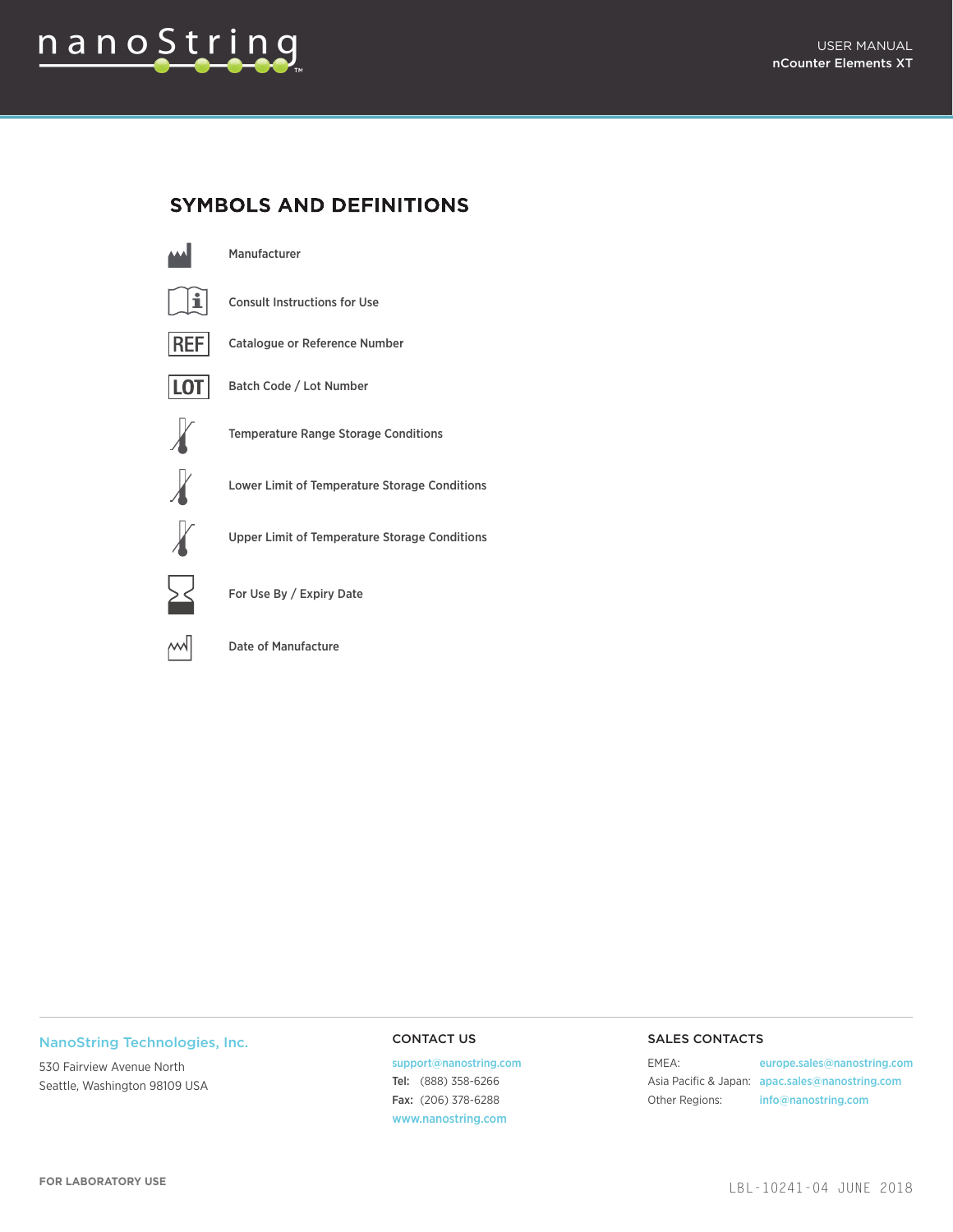## SYMBOLS AND DEFINITIONS

| | |
|---|---|
| | Manufacturer |
| | Consult Instructions for Use |
| REF | Catalogue or Reference Number |
| LOT | Batch Code / Lot Number |
| | Temperature Range Storage Conditions |
| | Lower Limit of Temperature Storage Conditions |
| | Upper Limit of Temperature Storage Conditions |
| | For Use By / Expiry Date |
| | Date of Manufacture |

NanoString Technologies, Inc.

530 Fairview Avenue North
Seattle, Washington 98109 USA

CONTACT US

support@nanostring.com
**Tel:** (888) 358-6266
**Fax:** (206) 378-6288
www.nanostring.com

SALES CONTACTS

EMEA: europe.sales@nanostring.com
Asia Pacific & Japan: apac.sales@nanostring.com
Other Regions: info@nanostring.com

**FOR LABORATORY USE**

LBL-10241-04 JUNE 2018